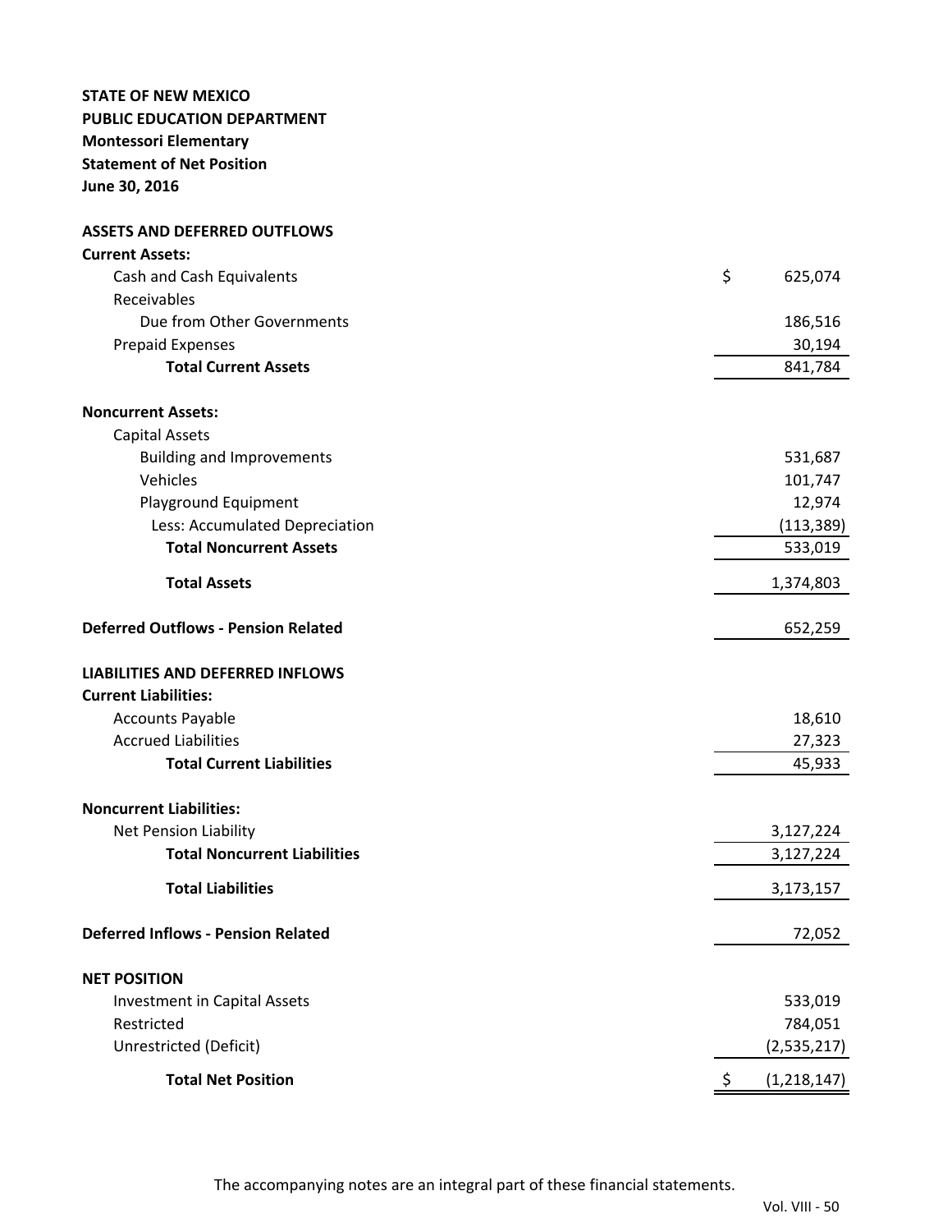**STATE OF NEW MEXICO**
**PUBLIC EDUCATION DEPARTMENT**
**Montessori Elementary**
**Statement of Net Position**
**June 30, 2016**

| | |
|---|---|
| **ASSETS AND DEFERRED OUTFLOWS** | |
| **Current Assets:** | |
| Cash and Cash Equivalents | $ 625,074 |
| Receivables | |
| Due from Other Governments | 186,516 |
| Prepaid Expenses | 30,194 |
| **Total Current Assets** | 841,784 |
| | |
| **Noncurrent Assets:** | |
| Capital Assets | |
| Building and Improvements | 531,687 |
| Vehicles | 101,747 |
| Playground Equipment | 12,974 |
| Less: Accumulated Depreciation | (113,389) |
| **Total Noncurrent Assets** | 533,019 |
| | |
| **Total Assets** | 1,374,803 |
| | |
| **Deferred Outflows - Pension Related** | 652,259 |
| | |
| **LIABILITIES AND DEFERRED INFLOWS** | |
| **Current Liabilities:** | |
| Accounts Payable | 18,610 |
| Accrued Liabilities | 27,323 |
| **Total Current Liabilities** | 45,933 |
| | |
| **Noncurrent Liabilities:** | |
| Net Pension Liability | 3,127,224 |
| **Total Noncurrent Liabilities** | 3,127,224 |
| | |
| **Total Liabilities** | 3,173,157 |
| | |
| **Deferred Inflows - Pension Related** | 72,052 |
| | |
| **NET POSITION** | |
| Investment in Capital Assets | 533,019 |
| Restricted | 784,051 |
| Unrestricted (Deficit) | (2,535,217) |
| | |
| **Total Net Position** | $ (1,218,147) |

The accompanying notes are an integral part of these financial statements.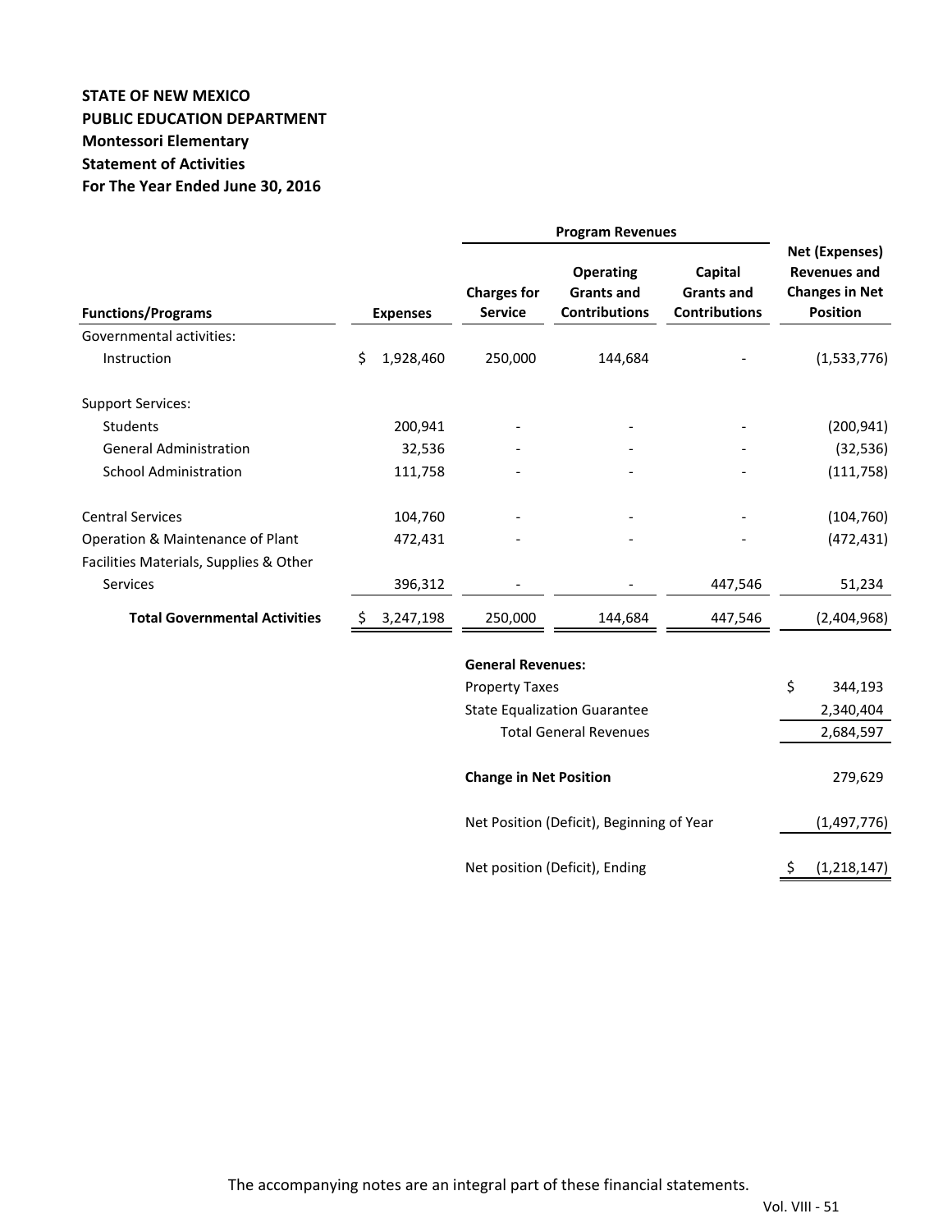**STATE OF NEW MEXICO**
**PUBLIC EDUCATION DEPARTMENT**
**Montessori Elementary**
**Statement of Activities**
**For The Year Ended June 30, 2016**

| | | Program Revenues | | | |
|---|---|---|---|---|---|
| **Functions/Programs** | **Expenses** | **Charges for Service** | **Operating Grants and Contributions** | **Capital Grants and Contributions** | **Net (Expenses) Revenues and Changes in Net Position** |
| Governmental activities: | | | | | |
| Instruction | $ 1,928,460 | 250,000 | 144,684 | - | (1,533,776) |
| Support Services: | | | | | |
| Students | 200,941 | - | - | - | (200,941) |
| General Administration | 32,536 | - | - | - | (32,536) |
| School Administration | 111,758 | - | - | - | (111,758) |
| Central Services | 104,760 | - | - | - | (104,760) |
| Operation & Maintenance of Plant | 472,431 | - | - | - | (472,431) |
| Facilities Materials, Supplies & Other Services | 396,312 | - | - | 447,546 | 51,234 |
| **Total Governmental Activities** | $ 3,247,198 | 250,000 | 144,684 | 447,546 | (2,404,968) |
| | | **General Revenues:** | | | |
| | | Property Taxes | | | $ 344,193 |
| | | State Equalization Guarantee | | | 2,340,404 |
| | | Total General Revenues | | | 2,684,597 |
| | | **Change in Net Position** | | | 279,629 |
| | | Net Position (Deficit), Beginning of Year | | | (1,497,776) |
| | | Net position (Deficit), Ending | | | $ (1,218,147) |

The accompanying notes are an integral part of these financial statements.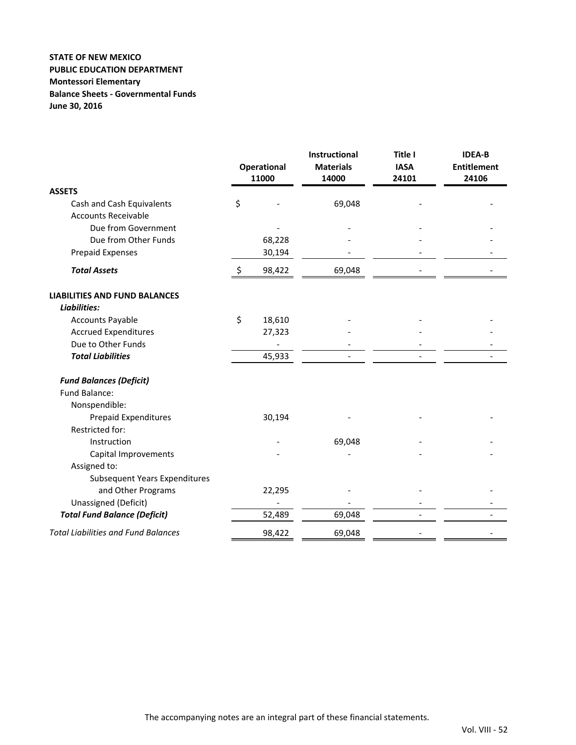**STATE OF NEW MEXICO**
**PUBLIC EDUCATION DEPARTMENT**
**Montessori Elementary**
**Balance Sheets - Governmental Funds**
**June 30, 2016**

| | Operational 11000 | Instructional Materials 14000 | Title I IASA 24101 | IDEA-B Entitlement 24106 |
|---|---|---|---|---|
| **ASSETS** | | | | |
| Cash and Cash Equivalents | $ - | 69,048 | - | - |
| Accounts Receivable | | | | |
| Due from Government | - | - | - | - |
| Due from Other Funds | 68,228 | - | - | - |
| Prepaid Expenses | 30,194 | - | - | - |
| ***Total Assets*** | $ 98,422 | 69,048 | - | - |
| **LIABILITIES AND FUND BALANCES** | | | | |
| ***Liabilities:*** | | | | |
| Accounts Payable | $ 18,610 | - | - | - |
| Accrued Expenditures | 27,323 | - | - | - |
| Due to Other Funds | - | - | - | - |
| ***Total Liabilities*** | 45,933 | - | - | - |
| ***Fund Balances (Deficit)*** | | | | |
| Fund Balance: | | | | |
| Nonspendible: | | | | |
| Prepaid Expenditures | 30,194 | - | - | - |
| Restricted for: | | | | |
| Instruction | - | 69,048 | - | - |
| Capital Improvements | - | - | - | - |
| Assigned to: | | | | |
| Subsequent Years Expenditures and Other Programs | 22,295 | - | - | - |
| Unassigned (Deficit) | - | - | - | - |
| ***Total Fund Balance (Deficit)*** | 52,489 | 69,048 | - | - |
| *Total Liabilities and Fund Balances* | 98,422 | 69,048 | - | - |

The accompanying notes are an integral part of these financial statements.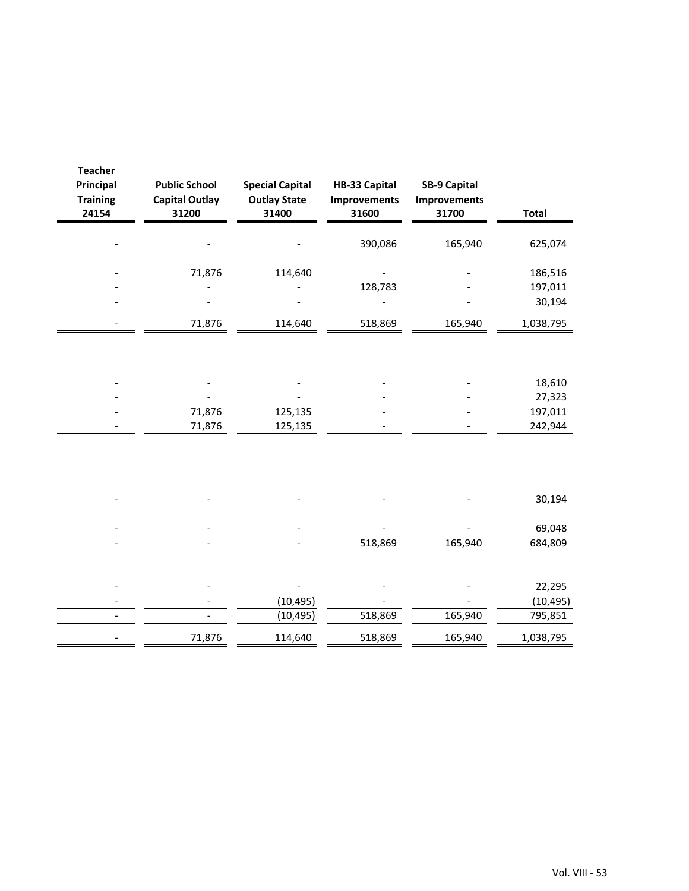| Teacher Principal Training 24154 | Public School Capital Outlay 31200 | Special Capital Outlay State 31400 | HB-33 Capital Improvements 31600 | SB-9 Capital Improvements 31700 | Total |
|---|---|---|---|---|---|
| - | - | - | 390,086 | 165,940 | 625,074 |
| - | 71,876 | 114,640 | - | - | 186,516 |
| - | - | - | 128,783 | - | 197,011 |
| - | - | - | - | - | 30,194 |
| - | 71,876 | 114,640 | 518,869 | 165,940 | 1,038,795 |
| | | | | | |
| - | - | - | - | - | 18,610 |
| - | - | - | - | - | 27,323 |
| - | 71,876 | 125,135 | - | - | 197,011 |
| - | 71,876 | 125,135 | - | - | 242,944 |
| | | | | | |
| - | - | - | - | - | 30,194 |
| - | - | - | - | - | 69,048 |
| - | - | - | 518,869 | 165,940 | 684,809 |
| - | - | - | - | - | 22,295 |
| - | - | (10,495) | - | - | (10,495) |
| - | - | (10,495) | 518,869 | 165,940 | 795,851 |
| - | 71,876 | 114,640 | 518,869 | 165,940 | 1,038,795 |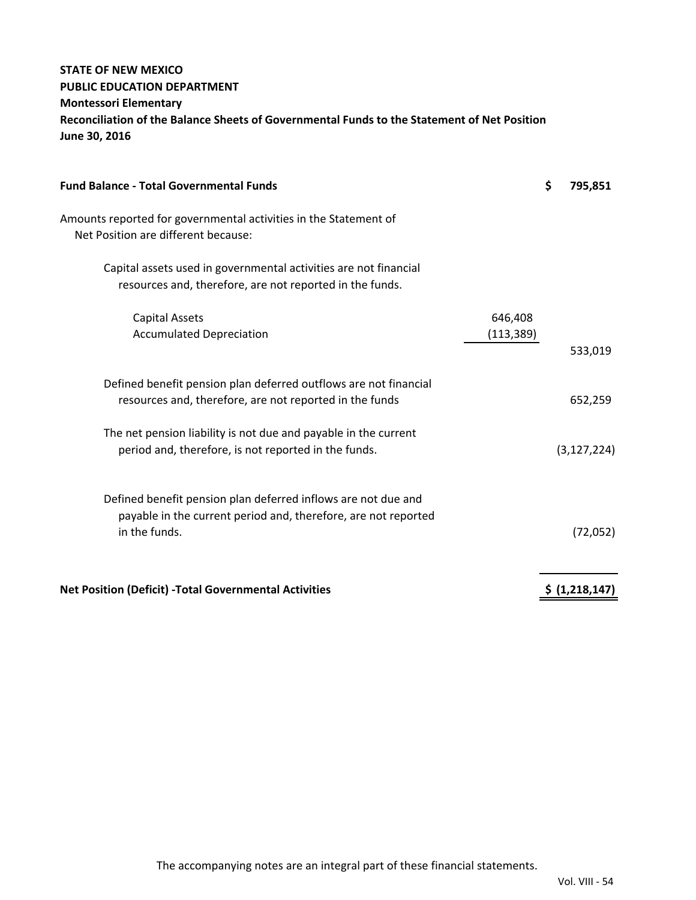**STATE OF NEW MEXICO**
**PUBLIC EDUCATION DEPARTMENT**
**Montessori Elementary**
**Reconciliation of the Balance Sheets of Governmental Funds to the Statement of Net Position**
**June 30, 2016**

| | | |
|---|---|---|
| **Fund Balance - Total Governmental Funds** | | **$ 795,851** |
| Amounts reported for governmental activities in the Statement of Net Position are different because: | | |
| Capital assets used in governmental activities are not financial resources and, therefore, are not reported in the funds. | | |
| Capital Assets | 646,408 | |
| Accumulated Depreciation | (113,389) | |
| | | 533,019 |
| Defined benefit pension plan deferred outflows are not financial resources and, therefore, are not reported in the funds | | 652,259 |
| The net pension liability is not due and payable in the current period and, therefore, is not reported in the funds. | | (3,127,224) |
| Defined benefit pension plan deferred inflows are not due and payable in the current period and, therefore, are not reported in the funds. | | (72,052) |
| **Net Position (Deficit) -Total Governmental Activities** | | **$ (1,218,147)** |

The accompanying notes are an integral part of these financial statements.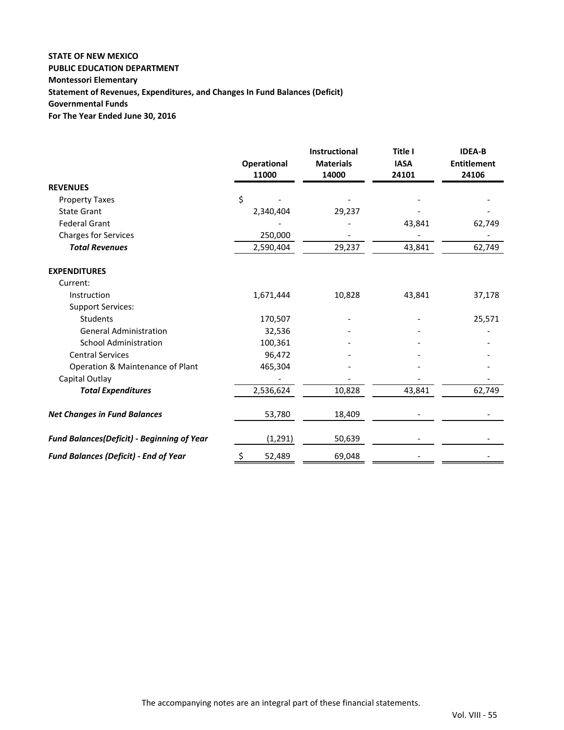**STATE OF NEW MEXICO**
**PUBLIC EDUCATION DEPARTMENT**
**Montessori Elementary**
**Statement of Revenues, Expenditures, and Changes In Fund Balances (Deficit)**
**Governmental Funds**
**For The Year Ended June 30, 2016**

| | Operational 11000 | Instructional Materials 14000 | Title I IASA 24101 | IDEA-B Entitlement 24106 |
|---|---|---|---|---|
| **REVENUES** | | | | |
| Property Taxes | $ - | - | - | - |
| State Grant | 2,340,404 | 29,237 | - | - |
| Federal Grant | - | - | 43,841 | 62,749 |
| Charges for Services | 250,000 | - | - | - |
| ***Total Revenues*** | 2,590,404 | 29,237 | 43,841 | 62,749 |
| **EXPENDITURES** | | | | |
| Current: | | | | |
| Instruction | 1,671,444 | 10,828 | 43,841 | 37,178 |
| Support Services: | | | | |
| Students | 170,507 | - | - | 25,571 |
| General Administration | 32,536 | - | - | - |
| School Administration | 100,361 | - | - | - |
| Central Services | 96,472 | - | - | - |
| Operation & Maintenance of Plant | 465,304 | - | - | - |
| Capital Outlay | - | - | - | - |
| ***Total Expenditures*** | 2,536,624 | 10,828 | 43,841 | 62,749 |
| ***Net Changes in Fund Balances*** | 53,780 | 18,409 | - | - |
| ***Fund Balances(Deficit) - Beginning of Year*** | (1,291) | 50,639 | - | - |
| ***Fund Balances (Deficit) - End of Year*** | $ 52,489 | 69,048 | - | - |

The accompanying notes are an integral part of these financial statements.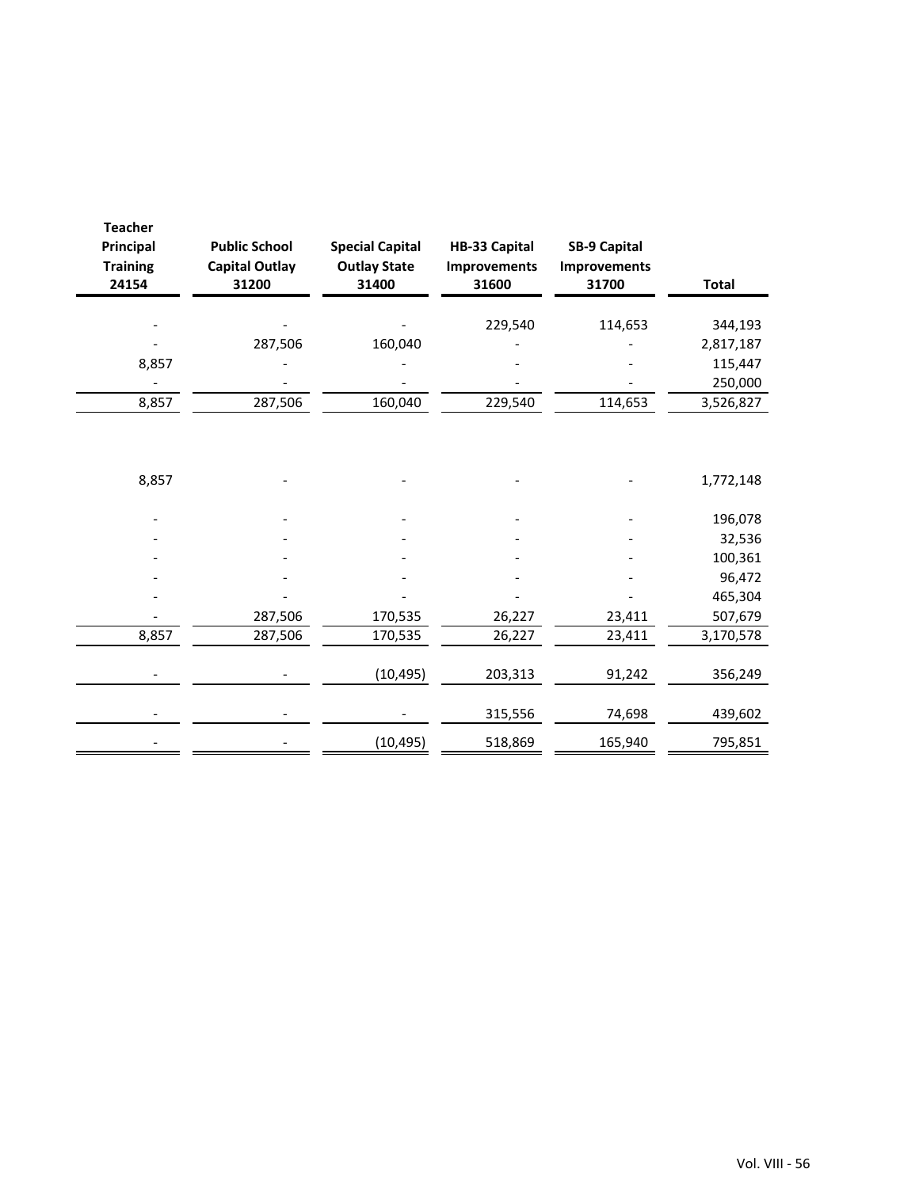| Teacher Principal Training 24154 | Public School Capital Outlay 31200 | Special Capital Outlay State 31400 | HB-33 Capital Improvements 31600 | SB-9 Capital Improvements 31700 | Total |
|---|---|---|---|---|---|
| - | - | - | 229,540 | 114,653 | 344,193 |
| - | 287,506 | 160,040 | - | - | 2,817,187 |
| 8,857 | - | - | - | - | 115,447 |
| - | - | - | - | - | 250,000 |
| 8,857 | 287,506 | 160,040 | 229,540 | 114,653 | 3,526,827 |
| | | | | | |
| 8,857 | - | - | - | - | 1,772,148 |
| - | - | - | - | - | 196,078 |
| - | - | - | - | - | 32,536 |
| - | - | - | - | - | 100,361 |
| - | - | - | - | - | 96,472 |
| - | - | - | - | - | 465,304 |
| - | 287,506 | 170,535 | 26,227 | 23,411 | 507,679 |
| 8,857 | 287,506 | 170,535 | 26,227 | 23,411 | 3,170,578 |
| - | - | (10,495) | 203,313 | 91,242 | 356,249 |
| - | - | - | 315,556 | 74,698 | 439,602 |
| - | - | (10,495) | 518,869 | 165,940 | 795,851 |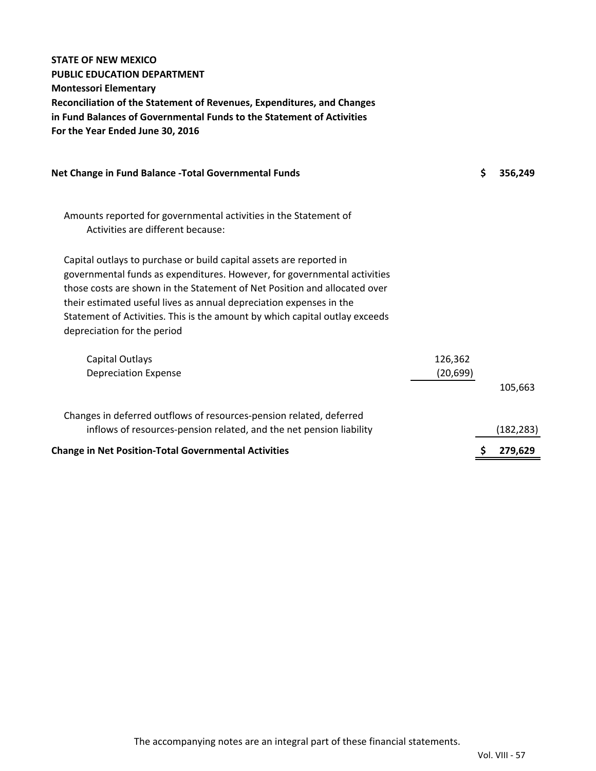**STATE OF NEW MEXICO**
**PUBLIC EDUCATION DEPARTMENT**
**Montessori Elementary**
**Reconciliation of the Statement of Revenues, Expenditures, and Changes in Fund Balances of Governmental Funds to the Statement of Activities**
**For the Year Ended June 30, 2016**

| | | |
|---|---|---|
| **Net Change in Fund Balance -Total Governmental Funds** | | **$ 356,249** |
| Amounts reported for governmental activities in the Statement of Activities are different because: | | |
| Capital outlays to purchase or build capital assets are reported in governmental funds as expenditures. However, for governmental activities those costs are shown in the Statement of Net Position and allocated over their estimated useful lives as annual depreciation expenses in the Statement of Activities. This is the amount by which capital outlay exceeds depreciation for the period | | |
| Capital Outlays | 126,362 | |
| Depreciation Expense | (20,699) | |
| | | 105,663 |
| Changes in deferred outflows of resources-pension related, deferred inflows of resources-pension related, and the net pension liability | | (182,283) |
| **Change in Net Position-Total Governmental Activities** | | **$ 279,629** |

The accompanying notes are an integral part of these financial statements.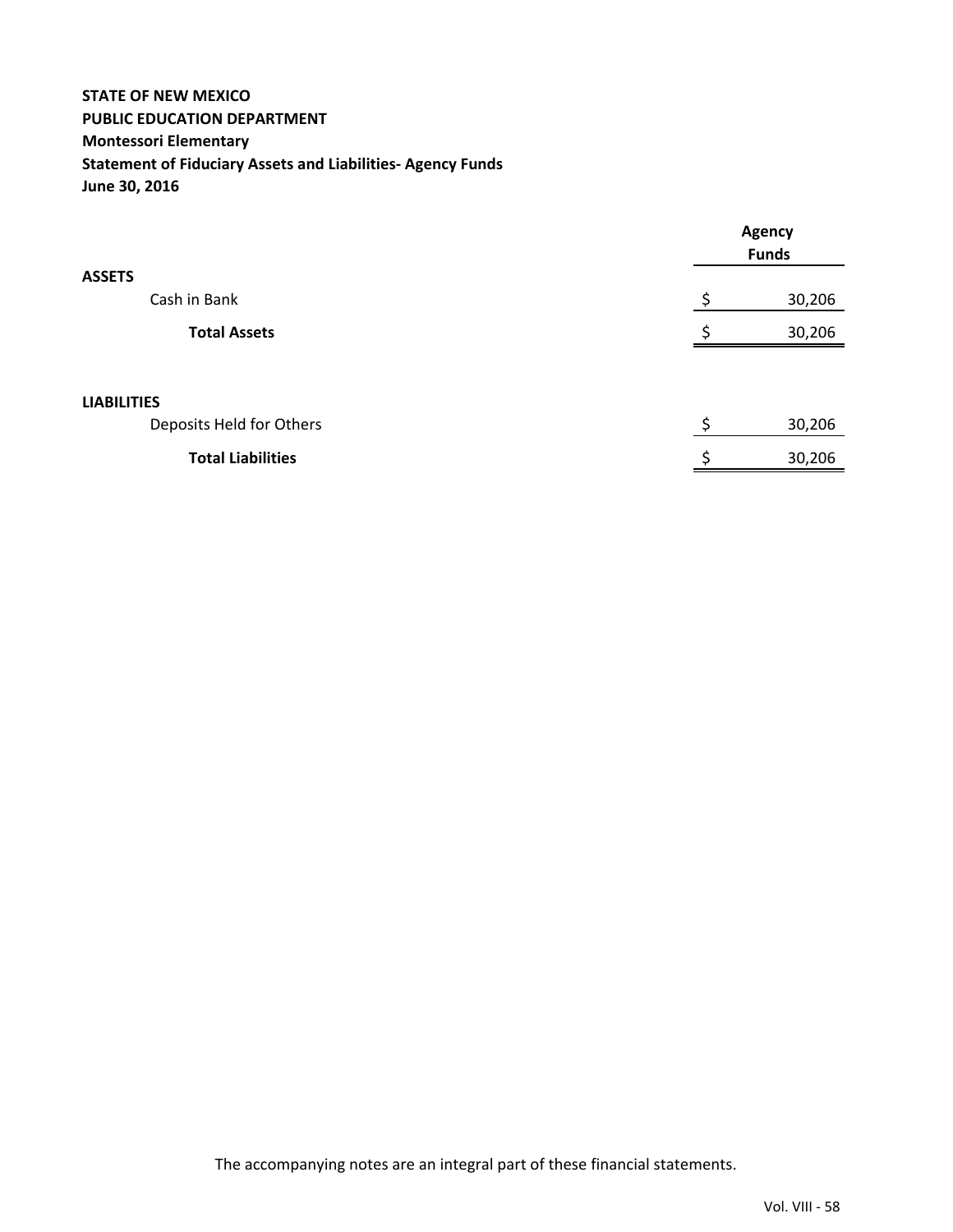**STATE OF NEW MEXICO**
**PUBLIC EDUCATION DEPARTMENT**
**Montessori Elementary**
**Statement of Fiduciary Assets and Liabilities- Agency Funds**
**June 30, 2016**

| | Agency Funds |
|---|---|
| **ASSETS** | |
| Cash in Bank | $ 30,206 |
| **Total Assets** | $ 30,206 |
| | |
| **LIABILITIES** | |
| Deposits Held for Others | $ 30,206 |
| **Total Liabilities** | $ 30,206 |

The accompanying notes are an integral part of these financial statements.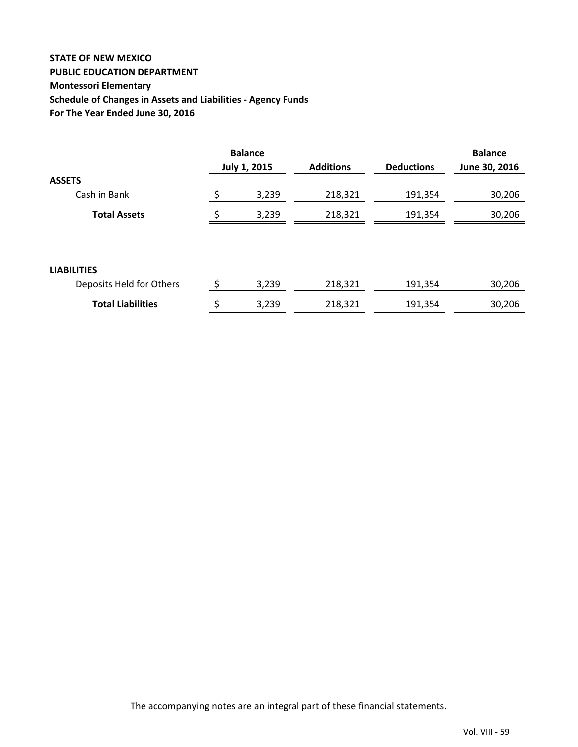**STATE OF NEW MEXICO**
**PUBLIC EDUCATION DEPARTMENT**
**Montessori Elementary**
**Schedule of Changes in Assets and Liabilities - Agency Funds**
**For The Year Ended June 30, 2016**

| | Balance July 1, 2015 | Additions | Deductions | Balance June 30, 2016 |
|---|---|---|---|---|
| **ASSETS** | | | | |
| Cash in Bank | $ 3,239 | 218,321 | 191,354 | 30,206 |
| **Total Assets** | $ 3,239 | 218,321 | 191,354 | 30,206 |
| | | | | |
| **LIABILITIES** | | | | |
| Deposits Held for Others | $ 3,239 | 218,321 | 191,354 | 30,206 |
| **Total Liabilities** | $ 3,239 | 218,321 | 191,354 | 30,206 |

The accompanying notes are an integral part of these financial statements.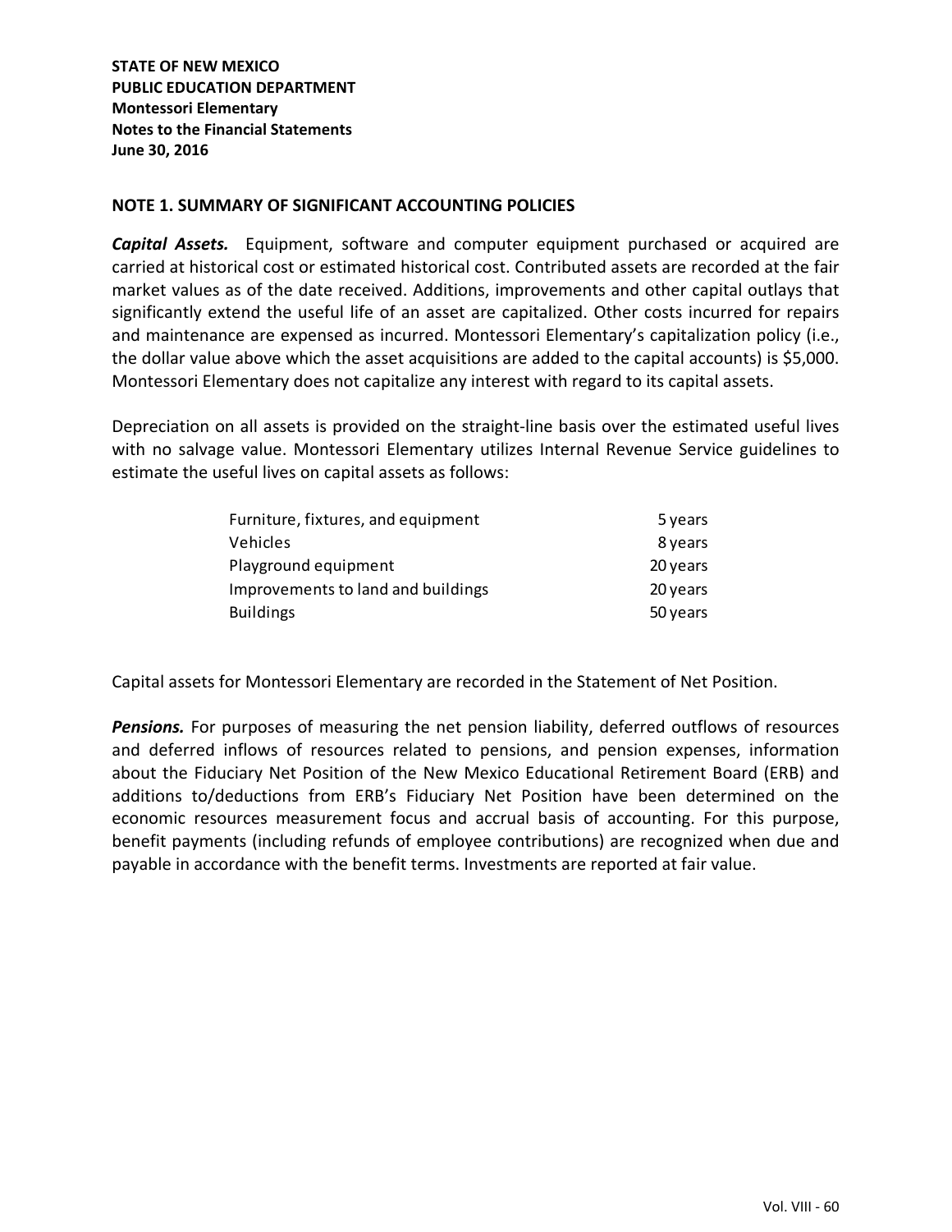**STATE OF NEW MEXICO**
**PUBLIC EDUCATION DEPARTMENT**
**Montessori Elementary**
**Notes to the Financial Statements**
**June 30, 2016**

## NOTE 1. SUMMARY OF SIGNIFICANT ACCOUNTING POLICIES

***Capital Assets.*** Equipment, software and computer equipment purchased or acquired are carried at historical cost or estimated historical cost. Contributed assets are recorded at the fair market values as of the date received. Additions, improvements and other capital outlays that significantly extend the useful life of an asset are capitalized. Other costs incurred for repairs and maintenance are expensed as incurred. Montessori Elementary's capitalization policy (i.e., the dollar value above which the asset acquisitions are added to the capital accounts) is $5,000. Montessori Elementary does not capitalize any interest with regard to its capital assets.

Depreciation on all assets is provided on the straight-line basis over the estimated useful lives with no salvage value. Montessori Elementary utilizes Internal Revenue Service guidelines to estimate the useful lives on capital assets as follows:

| | |
|---|---|
| Furniture, fixtures, and equipment | 5 years |
| Vehicles | 8 years |
| Playground equipment | 20 years |
| Improvements to land and buildings | 20 years |
| Buildings | 50 years |

Capital assets for Montessori Elementary are recorded in the Statement of Net Position.

***Pensions.*** For purposes of measuring the net pension liability, deferred outflows of resources and deferred inflows of resources related to pensions, and pension expenses, information about the Fiduciary Net Position of the New Mexico Educational Retirement Board (ERB) and additions to/deductions from ERB's Fiduciary Net Position have been determined on the economic resources measurement focus and accrual basis of accounting. For this purpose, benefit payments (including refunds of employee contributions) are recognized when due and payable in accordance with the benefit terms. Investments are reported at fair value.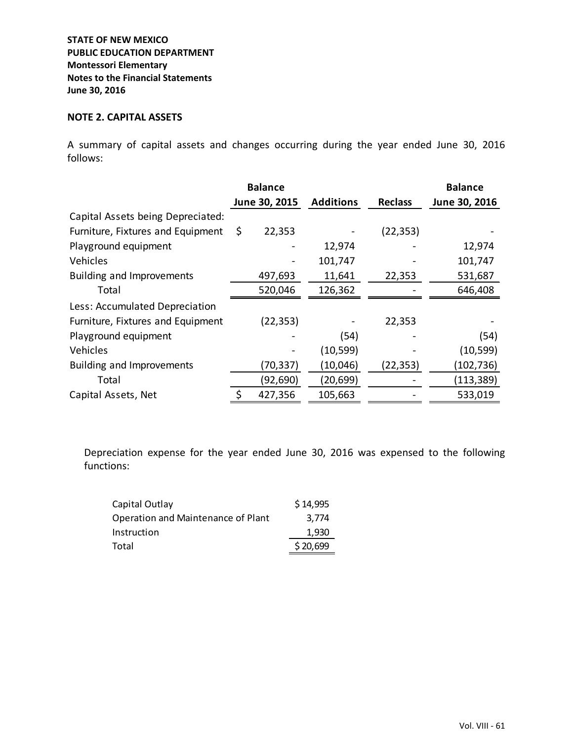**STATE OF NEW MEXICO**
**PUBLIC EDUCATION DEPARTMENT**
**Montessori Elementary**
**Notes to the Financial Statements**
**June 30, 2016**

## NOTE 2. CAPITAL ASSETS

A summary of capital assets and changes occurring during the year ended June 30, 2016 follows:

| | Balance June 30, 2015 | Additions | Reclass | Balance June 30, 2016 |
|---|---|---|---|---|
| Capital Assets being Depreciated: | | | | |
| Furniture, Fixtures and Equipment | $ 22,353 | - | (22,353) | - |
| Playground equipment | - | 12,974 | - | 12,974 |
| Vehicles | - | 101,747 | - | 101,747 |
| Building and Improvements | 497,693 | 11,641 | 22,353 | 531,687 |
| Total | 520,046 | 126,362 | - | 646,408 |
| Less: Accumulated Depreciation | | | | |
| Furniture, Fixtures and Equipment | (22,353) | - | 22,353 | - |
| Playground equipment | - | (54) | - | (54) |
| Vehicles | - | (10,599) | - | (10,599) |
| Building and Improvements | (70,337) | (10,046) | (22,353) | (102,736) |
| Total | (92,690) | (20,699) | - | (113,389) |
| Capital Assets, Net | $ 427,356 | 105,663 | - | 533,019 |

Depreciation expense for the year ended June 30, 2016 was expensed to the following functions:

| | |
|---|---|
| Capital Outlay | $ 14,995 |
| Operation and Maintenance of Plant | 3,774 |
| Instruction | 1,930 |
| Total | $ 20,699 |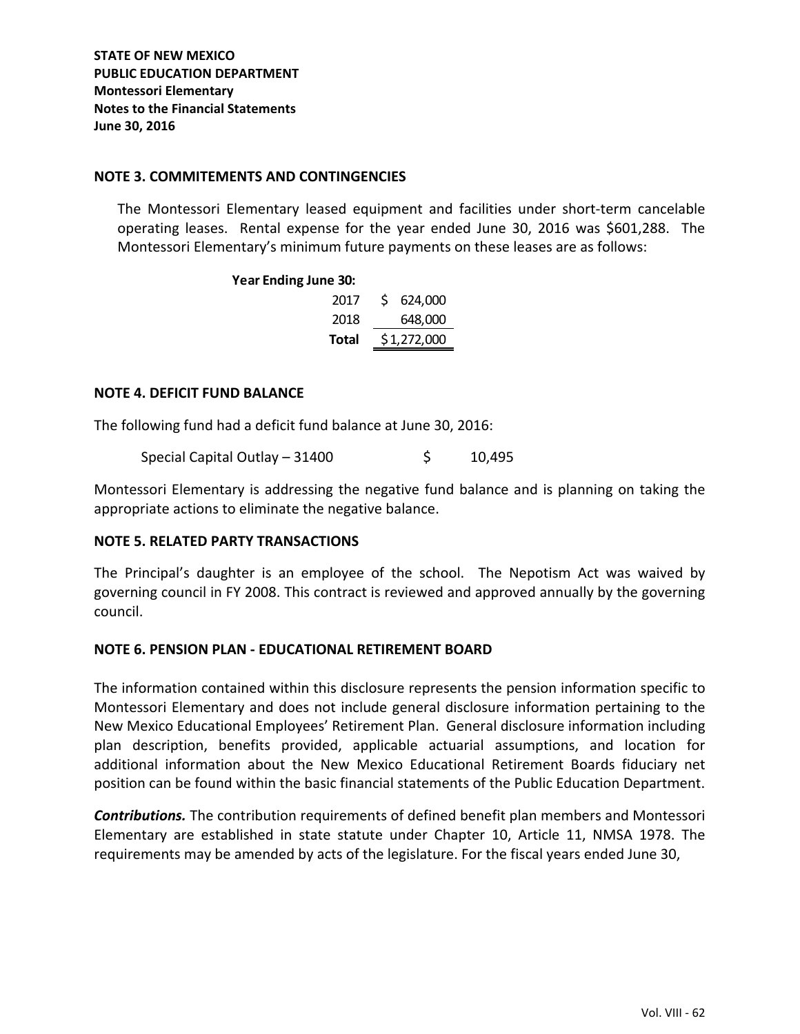**STATE OF NEW MEXICO**
**PUBLIC EDUCATION DEPARTMENT**
**Montessori Elementary**
**Notes to the Financial Statements**
**June 30, 2016**

## NOTE 3. COMMITEMENTS AND CONTINGENCIES

The Montessori Elementary leased equipment and facilities under short-term cancelable operating leases. Rental expense for the year ended June 30, 2016 was $601,288. The Montessori Elementary's minimum future payments on these leases are as follows:

| Year Ending June 30: | |
|---|---|
| 2017 | $ 624,000 |
| 2018 | 648,000 |
| **Total** | $1,272,000 |

## NOTE 4. DEFICIT FUND BALANCE

The following fund had a deficit fund balance at June 30, 2016:

| | |
|---|---|
| Special Capital Outlay – 31400 | $ 10,495 |

Montessori Elementary is addressing the negative fund balance and is planning on taking the appropriate actions to eliminate the negative balance.

## NOTE 5. RELATED PARTY TRANSACTIONS

The Principal's daughter is an employee of the school. The Nepotism Act was waived by governing council in FY 2008. This contract is reviewed and approved annually by the governing council.

## NOTE 6. PENSION PLAN - EDUCATIONAL RETIREMENT BOARD

The information contained within this disclosure represents the pension information specific to Montessori Elementary and does not include general disclosure information pertaining to the New Mexico Educational Employees' Retirement Plan. General disclosure information including plan description, benefits provided, applicable actuarial assumptions, and location for additional information about the New Mexico Educational Retirement Boards fiduciary net position can be found within the basic financial statements of the Public Education Department.

***Contributions.*** The contribution requirements of defined benefit plan members and Montessori Elementary are established in state statute under Chapter 10, Article 11, NMSA 1978. The requirements may be amended by acts of the legislature. For the fiscal years ended June 30,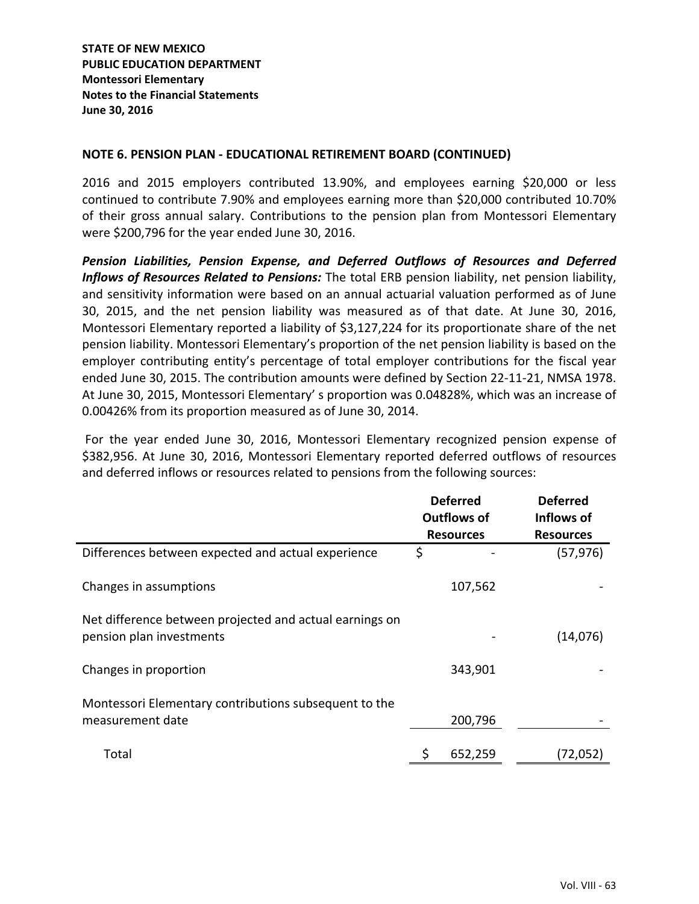STATE OF NEW MEXICO
PUBLIC EDUCATION DEPARTMENT
Montessori Elementary
Notes to the Financial Statements
June 30, 2016

## NOTE 6. PENSION PLAN - EDUCATIONAL RETIREMENT BOARD (CONTINUED)

2016 and 2015 employers contributed 13.90%, and employees earning $20,000 or less continued to contribute 7.90% and employees earning more than $20,000 contributed 10.70% of their gross annual salary. Contributions to the pension plan from Montessori Elementary were $200,796 for the year ended June 30, 2016.

***Pension Liabilities, Pension Expense, and Deferred Outflows of Resources and Deferred Inflows of Resources Related to Pensions:*** The total ERB pension liability, net pension liability, and sensitivity information were based on an annual actuarial valuation performed as of June 30, 2015, and the net pension liability was measured as of that date. At June 30, 2016, Montessori Elementary reported a liability of $3,127,224 for its proportionate share of the net pension liability. Montessori Elementary's proportion of the net pension liability is based on the employer contributing entity's percentage of total employer contributions for the fiscal year ended June 30, 2015. The contribution amounts were defined by Section 22-11-21, NMSA 1978. At June 30, 2015, Montessori Elementary' s proportion was 0.04828%, which was an increase of 0.00426% from its proportion measured as of June 30, 2014.

For the year ended June 30, 2016, Montessori Elementary recognized pension expense of $382,956. At June 30, 2016, Montessori Elementary reported deferred outflows of resources and deferred inflows or resources related to pensions from the following sources:

| | Deferred Outflows of Resources | Deferred Inflows of Resources |
|---|---|---|
| Differences between expected and actual experience | $ - | (57,976) |
| Changes in assumptions | 107,562 | - |
| Net difference between projected and actual earnings on pension plan investments | - | (14,076) |
| Changes in proportion | 343,901 | - |
| Montessori Elementary contributions subsequent to the measurement date | 200,796 | - |
| Total | $ 652,259 | (72,052) |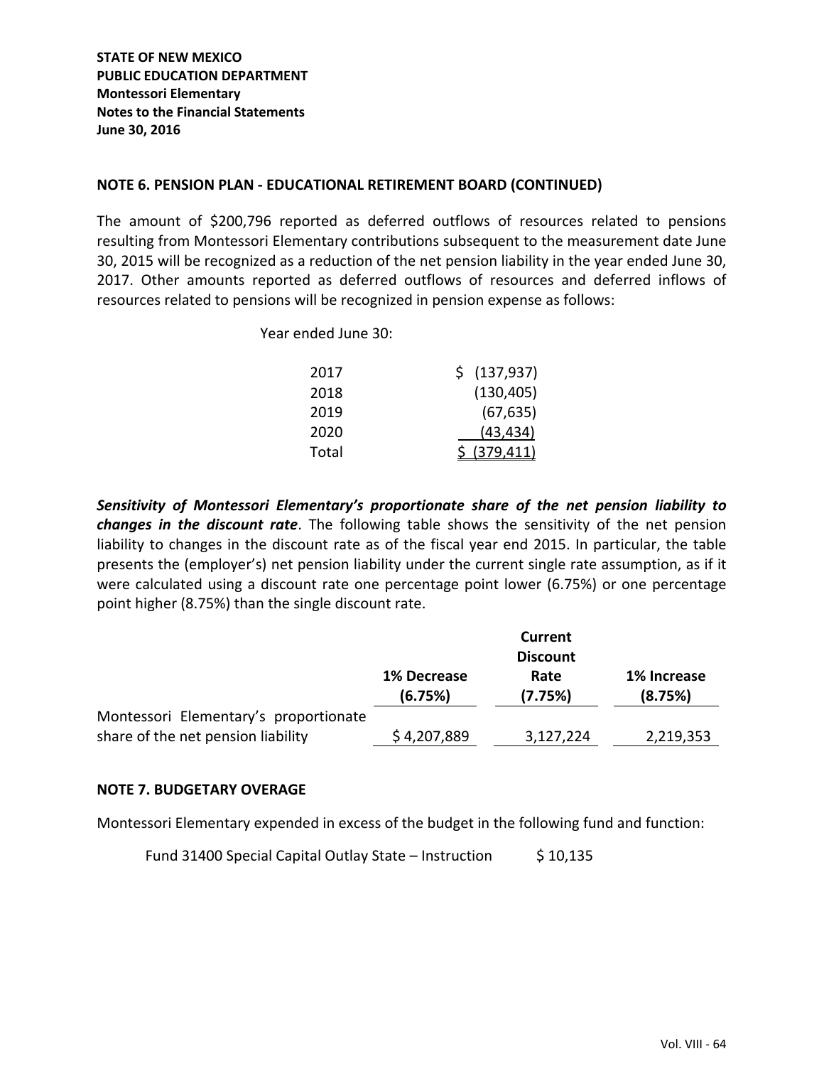**STATE OF NEW MEXICO**
**PUBLIC EDUCATION DEPARTMENT**
**Montessori Elementary**
**Notes to the Financial Statements**
**June 30, 2016**

## NOTE 6. PENSION PLAN - EDUCATIONAL RETIREMENT BOARD (CONTINUED)

The amount of $200,796 reported as deferred outflows of resources related to pensions resulting from Montessori Elementary contributions subsequent to the measurement date June 30, 2015 will be recognized as a reduction of the net pension liability in the year ended June 30, 2017. Other amounts reported as deferred outflows of resources and deferred inflows of resources related to pensions will be recognized in pension expense as follows:

| Year ended June 30: | |
|---|---|
| 2017 | $ (137,937) |
| 2018 | (130,405) |
| 2019 | (67,635) |
| 2020 | (43,434) |
| Total | $ (379,411) |

***Sensitivity of Montessori Elementary's proportionate share of the net pension liability to changes in the discount rate***. The following table shows the sensitivity of the net pension liability to changes in the discount rate as of the fiscal year end 2015. In particular, the table presents the (employer's) net pension liability under the current single rate assumption, as if it were calculated using a discount rate one percentage point lower (6.75%) or one percentage point higher (8.75%) than the single discount rate.

| | 1% Decrease (6.75%) | Current Discount Rate (7.75%) | 1% Increase (8.75%) |
|---|---|---|---|
| Montessori Elementary's proportionate share of the net pension liability | $ 4,207,889 | 3,127,224 | 2,219,353 |

## NOTE 7. BUDGETARY OVERAGE

Montessori Elementary expended in excess of the budget in the following fund and function:

| | |
|---|---|
| Fund 31400 Special Capital Outlay State – Instruction | $ 10,135 |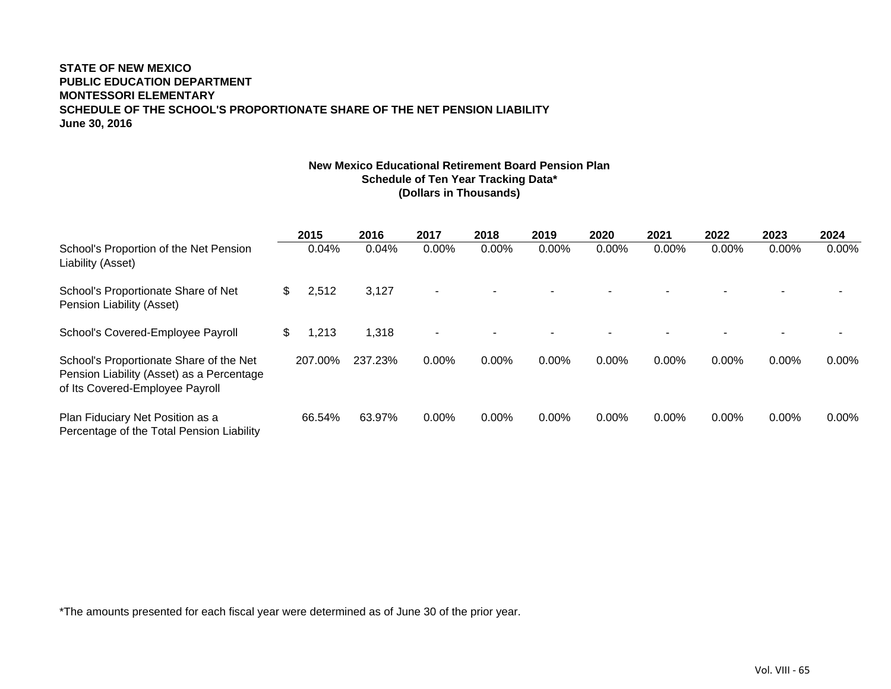**STATE OF NEW MEXICO**
**PUBLIC EDUCATION DEPARTMENT**
**MONTESSORI ELEMENTARY**
**SCHEDULE OF THE SCHOOL'S PROPORTIONATE SHARE OF THE NET PENSION LIABILITY**
**June 30, 2016**

**New Mexico Educational Retirement Board Pension Plan**
**Schedule of Ten Year Tracking Data***
**(Dollars in Thousands)**

| | 2015 | 2016 | 2017 | 2018 | 2019 | 2020 | 2021 | 2022 | 2023 | 2024 |
|---|---|---|---|---|---|---|---|---|---|---|
| School's Proportion of the Net Pension Liability (Asset) | 0.04% | 0.04% | 0.00% | 0.00% | 0.00% | 0.00% | 0.00% | 0.00% | 0.00% | 0.00% |
| School's Proportionate Share of Net Pension Liability (Asset) | $ 2,512 | 3,127 | - | - | - | - | - | - | - | - |
| School's Covered-Employee Payroll | $ 1,213 | 1,318 | - | - | - | - | - | - | - | - |
| School's Proportionate Share of the Net Pension Liability (Asset) as a Percentage of Its Covered-Employee Payroll | 207.00% | 237.23% | 0.00% | 0.00% | 0.00% | 0.00% | 0.00% | 0.00% | 0.00% | 0.00% |
| Plan Fiduciary Net Position as a Percentage of the Total Pension Liability | 66.54% | 63.97% | 0.00% | 0.00% | 0.00% | 0.00% | 0.00% | 0.00% | 0.00% | 0.00% |

*The amounts presented for each fiscal year were determined as of June 30 of the prior year.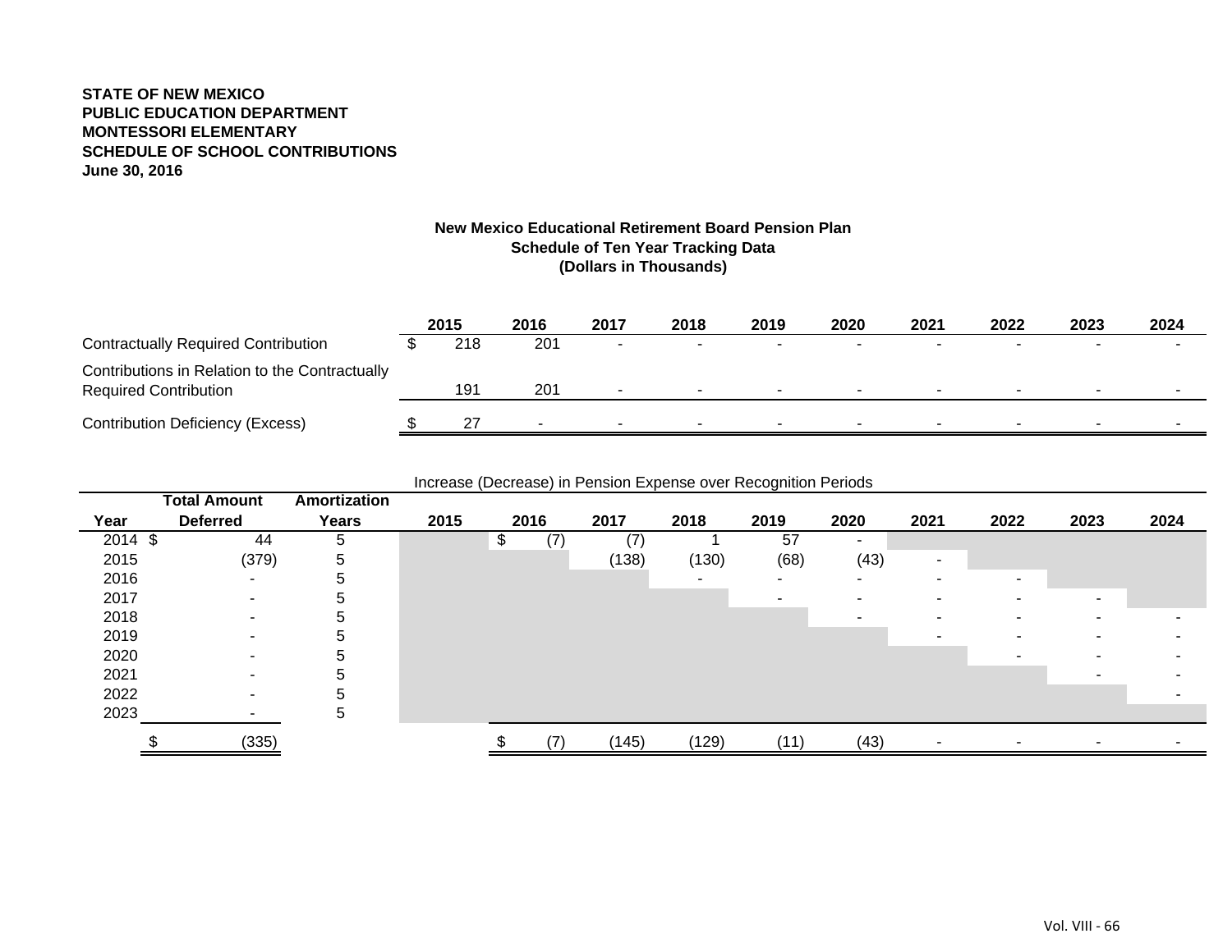**STATE OF NEW MEXICO**
**PUBLIC EDUCATION DEPARTMENT**
**MONTESSORI ELEMENTARY**
**SCHEDULE OF SCHOOL CONTRIBUTIONS**
**June 30, 2016**

**New Mexico Educational Retirement Board Pension Plan**
**Schedule of Ten Year Tracking Data**
**(Dollars in Thousands)**

| | 2015 | 2016 | 2017 | 2018 | 2019 | 2020 | 2021 | 2022 | 2023 | 2024 |
|---|---|---|---|---|---|---|---|---|---|---|
| Contractually Required Contribution | $ 218 | 201 | - | - | - | - | - | - | - | - |
| Contributions in Relation to the Contractually Required Contribution | 191 | 201 | - | - | - | - | - | - | - | - |
| Contribution Deficiency (Excess) | $ 27 | - | - | - | - | - | - | - | - | - |

| | | | Increase (Decrease) in Pension Expense over Recognition Periods | | | | | | | | | |
|---|---|---|---|---|---|---|---|---|---|---|---|---|
| Year | Total Amount Deferred | Amortization Years | 2015 | 2016 | 2017 | 2018 | 2019 | 2020 | 2021 | 2022 | 2023 | 2024 |
| 2014 | $ 44 | 5 | | $ (7) | (7) | 1 | 57 | - | | | | |
| 2015 | (379) | 5 | | | (138) | (130) | (68) | (43) | - | | | |
| 2016 | - | 5 | | | | - | - | - | - | - | | |
| 2017 | - | 5 | | | | | - | - | - | - | - | |
| 2018 | - | 5 | | | | | | - | - | - | - | - |
| 2019 | - | 5 | | | | | | | - | - | - | - |
| 2020 | - | 5 | | | | | | | | - | - | - |
| 2021 | - | 5 | | | | | | | | | - | - |
| 2022 | - | 5 | | | | | | | | | | - |
| 2023 | - | 5 | | | | | | | | | | |
| | $ (335) | | | $ (7) | (145) | (129) | (11) | (43) | - | - | - | - |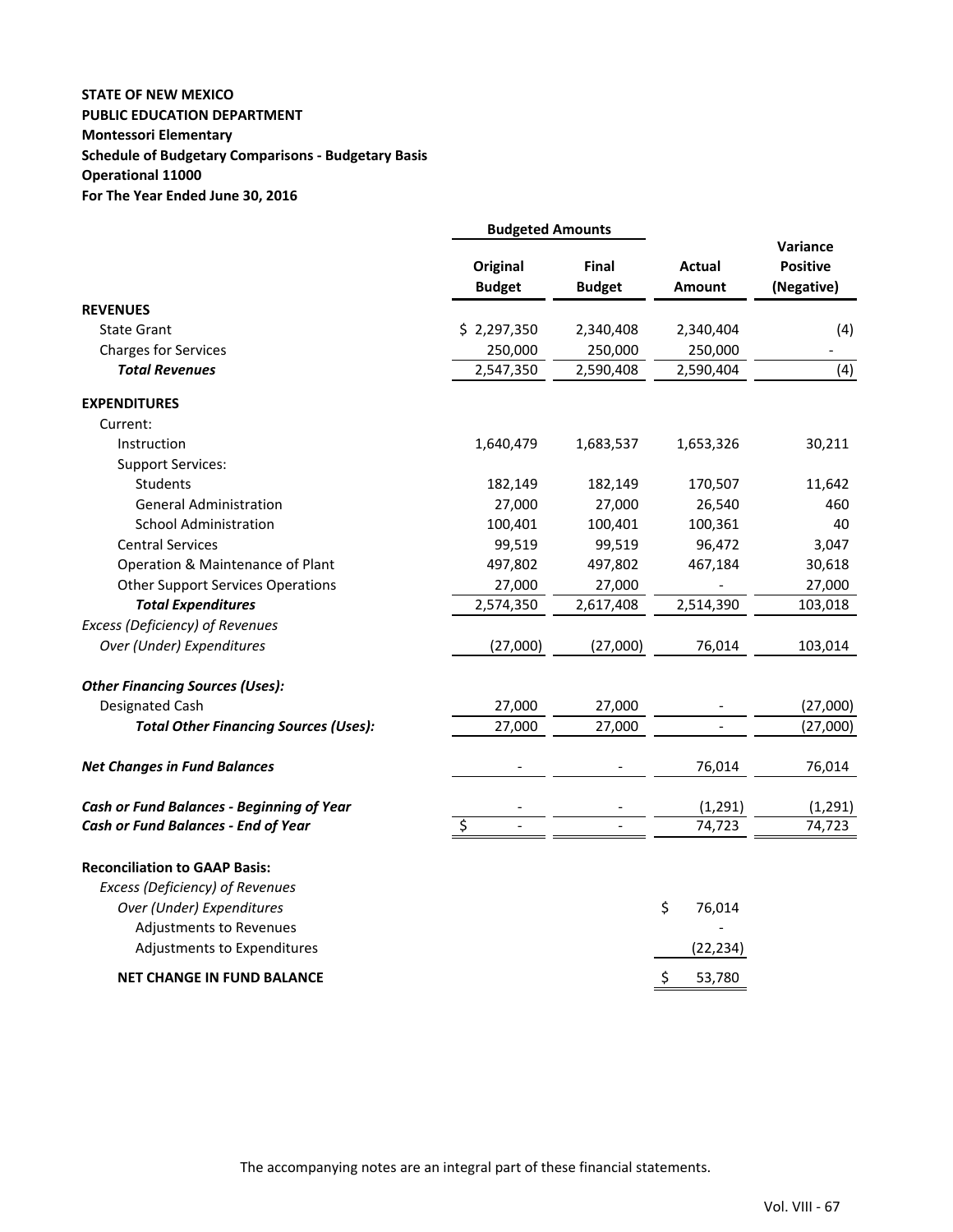**STATE OF NEW MEXICO**
**PUBLIC EDUCATION DEPARTMENT**
**Montessori Elementary**
**Schedule of Budgetary Comparisons - Budgetary Basis**
**Operational 11000**
**For The Year Ended June 30, 2016**

| | Budgeted Amounts | | | |
|---|---|---|---|---|
| | **Original Budget** | **Final Budget** | **Actual Amount** | **Variance Positive (Negative)** |
| **REVENUES** | | | | |
| State Grant | $ 2,297,350 | 2,340,408 | 2,340,404 | (4) |
| Charges for Services | 250,000 | 250,000 | 250,000 | - |
| ***Total Revenues*** | 2,547,350 | 2,590,408 | 2,590,404 | (4) |
| **EXPENDITURES** | | | | |
| Current: | | | | |
| Instruction | 1,640,479 | 1,683,537 | 1,653,326 | 30,211 |
| Support Services: | | | | |
| Students | 182,149 | 182,149 | 170,507 | 11,642 |
| General Administration | 27,000 | 27,000 | 26,540 | 460 |
| School Administration | 100,401 | 100,401 | 100,361 | 40 |
| Central Services | 99,519 | 99,519 | 96,472 | 3,047 |
| Operation & Maintenance of Plant | 497,802 | 497,802 | 467,184 | 30,618 |
| Other Support Services Operations | 27,000 | 27,000 | - | 27,000 |
| ***Total Expenditures*** | 2,574,350 | 2,617,408 | 2,514,390 | 103,018 |
| *Excess (Deficiency) of Revenues Over (Under) Expenditures* | (27,000) | (27,000) | 76,014 | 103,014 |
| ***Other Financing Sources (Uses):*** | | | | |
| Designated Cash | 27,000 | 27,000 | - | (27,000) |
| ***Total Other Financing Sources (Uses):*** | 27,000 | 27,000 | - | (27,000) |
| ***Net Changes in Fund Balances*** | - | - | 76,014 | 76,014 |
| ***Cash or Fund Balances - Beginning of Year*** | - | - | (1,291) | (1,291) |
| ***Cash or Fund Balances - End of Year*** | $ - | - | 74,723 | 74,723 |

| **Reconciliation to GAAP Basis:** | |
|---|---|
| *Excess (Deficiency) of Revenues Over (Under) Expenditures* | $ 76,014 |
| Adjustments to Revenues | - |
| Adjustments to Expenditures | (22,234) |
| **NET CHANGE IN FUND BALANCE** | $ 53,780 |

The accompanying notes are an integral part of these financial statements.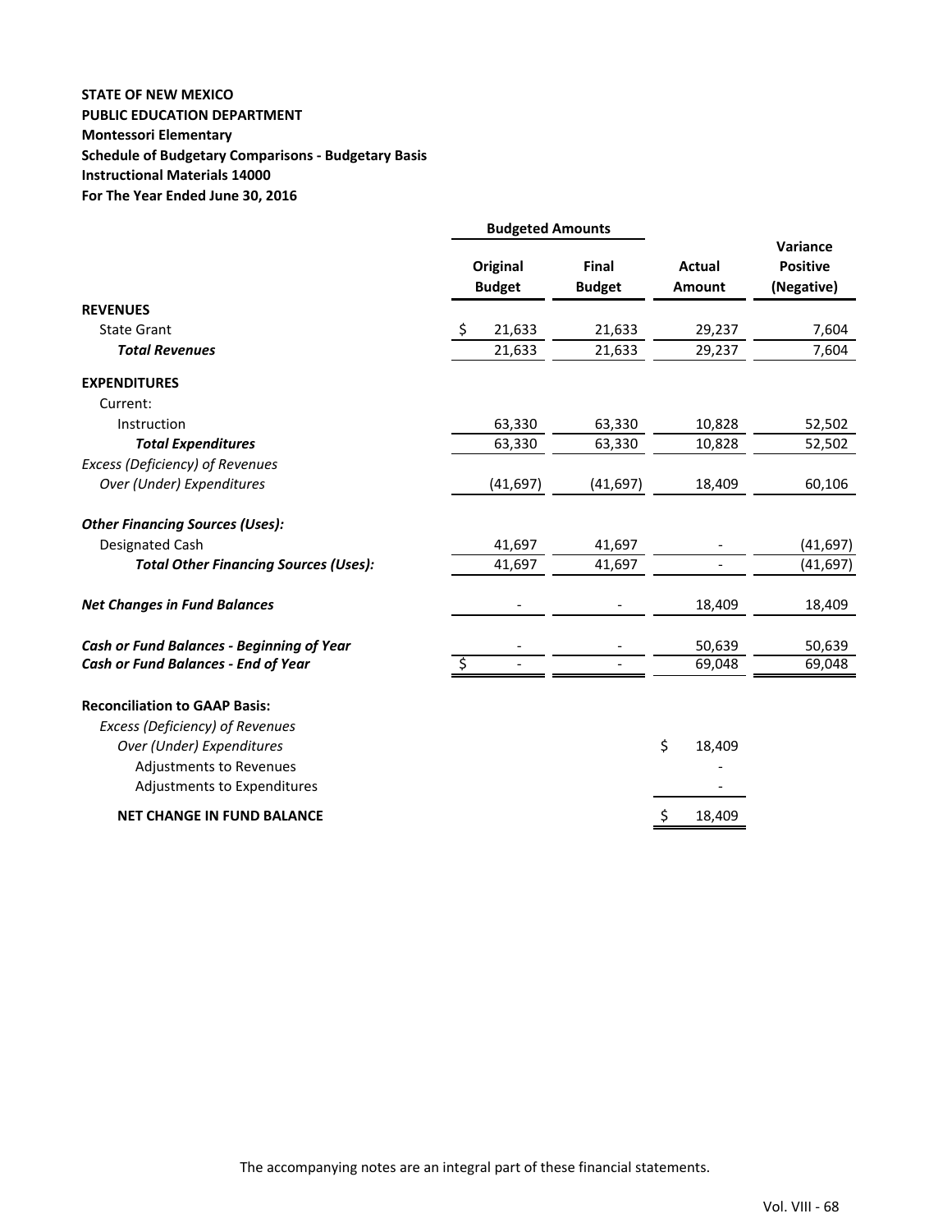**STATE OF NEW MEXICO**
**PUBLIC EDUCATION DEPARTMENT**
**Montessori Elementary**
**Schedule of Budgetary Comparisons - Budgetary Basis**
**Instructional Materials 14000**
**For The Year Ended June 30, 2016**

| | Budgeted Amounts | | | |
|---|---|---|---|---|
| | **Original Budget** | **Final Budget** | **Actual Amount** | **Variance Positive (Negative)** |
| **REVENUES** | | | | |
| State Grant | $ 21,633 | 21,633 | 29,237 | 7,604 |
| ***Total Revenues*** | 21,633 | 21,633 | 29,237 | 7,604 |
| **EXPENDITURES** | | | | |
| Current: | | | | |
| Instruction | 63,330 | 63,330 | 10,828 | 52,502 |
| ***Total Expenditures*** | 63,330 | 63,330 | 10,828 | 52,502 |
| *Excess (Deficiency) of Revenues Over (Under) Expenditures* | (41,697) | (41,697) | 18,409 | 60,106 |
| ***Other Financing Sources (Uses):*** | | | | |
| Designated Cash | 41,697 | 41,697 | - | (41,697) |
| ***Total Other Financing Sources (Uses):*** | 41,697 | 41,697 | - | (41,697) |
| ***Net Changes in Fund Balances*** | - | - | 18,409 | 18,409 |
| ***Cash or Fund Balances - Beginning of Year*** | - | - | 50,639 | 50,639 |
| ***Cash or Fund Balances - End of Year*** | $ - | - | 69,048 | 69,048 |

**Reconciliation to GAAP Basis:**

| | |
|---|---|
| *Excess (Deficiency) of Revenues Over (Under) Expenditures* | $ 18,409 |
| Adjustments to Revenues | - |
| Adjustments to Expenditures | - |
| **NET CHANGE IN FUND BALANCE** | $ 18,409 |

The accompanying notes are an integral part of these financial statements.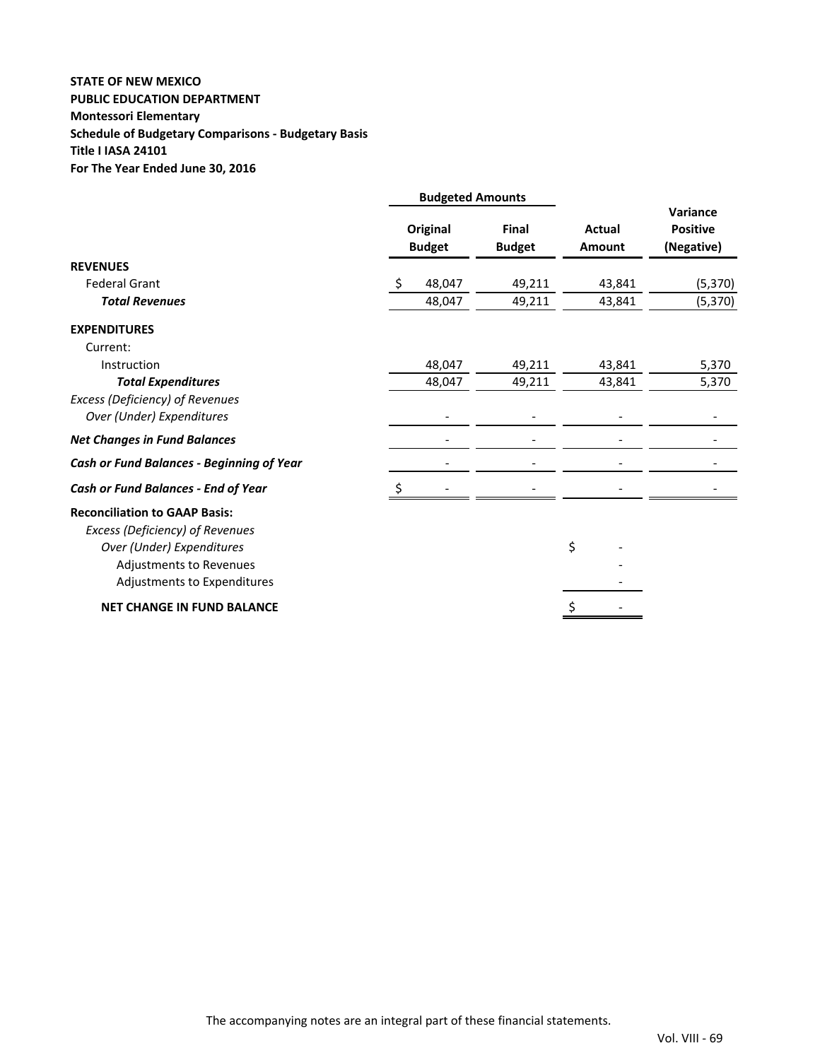**STATE OF NEW MEXICO**
**PUBLIC EDUCATION DEPARTMENT**
**Montessori Elementary**
**Schedule of Budgetary Comparisons - Budgetary Basis**
**Title I IASA 24101**
**For The Year Ended June 30, 2016**

| | Budgeted Amounts | | | |
|---|---|---|---|---|
| | **Original Budget** | **Final Budget** | **Actual Amount** | **Variance Positive (Negative)** |
| **REVENUES** | | | | |
| Federal Grant | $ 48,047 | 49,211 | 43,841 | (5,370) |
| ***Total Revenues*** | 48,047 | 49,211 | 43,841 | (5,370) |
| **EXPENDITURES** | | | | |
| Current: | | | | |
| Instruction | 48,047 | 49,211 | 43,841 | 5,370 |
| ***Total Expenditures*** | 48,047 | 49,211 | 43,841 | 5,370 |
| *Excess (Deficiency) of Revenues Over (Under) Expenditures* | - | - | - | - |
| ***Net Changes in Fund Balances*** | - | - | - | - |
| ***Cash or Fund Balances - Beginning of Year*** | - | - | - | - |
| ***Cash or Fund Balances - End of Year*** | $ - | - | - | - |
| **Reconciliation to GAAP Basis:** | | | | |
| *Excess (Deficiency) of Revenues Over (Under) Expenditures* | | | $ - | |
| Adjustments to Revenues | | | - | |
| Adjustments to Expenditures | | | - | |
| **NET CHANGE IN FUND BALANCE** | | | $ - | |

The accompanying notes are an integral part of these financial statements.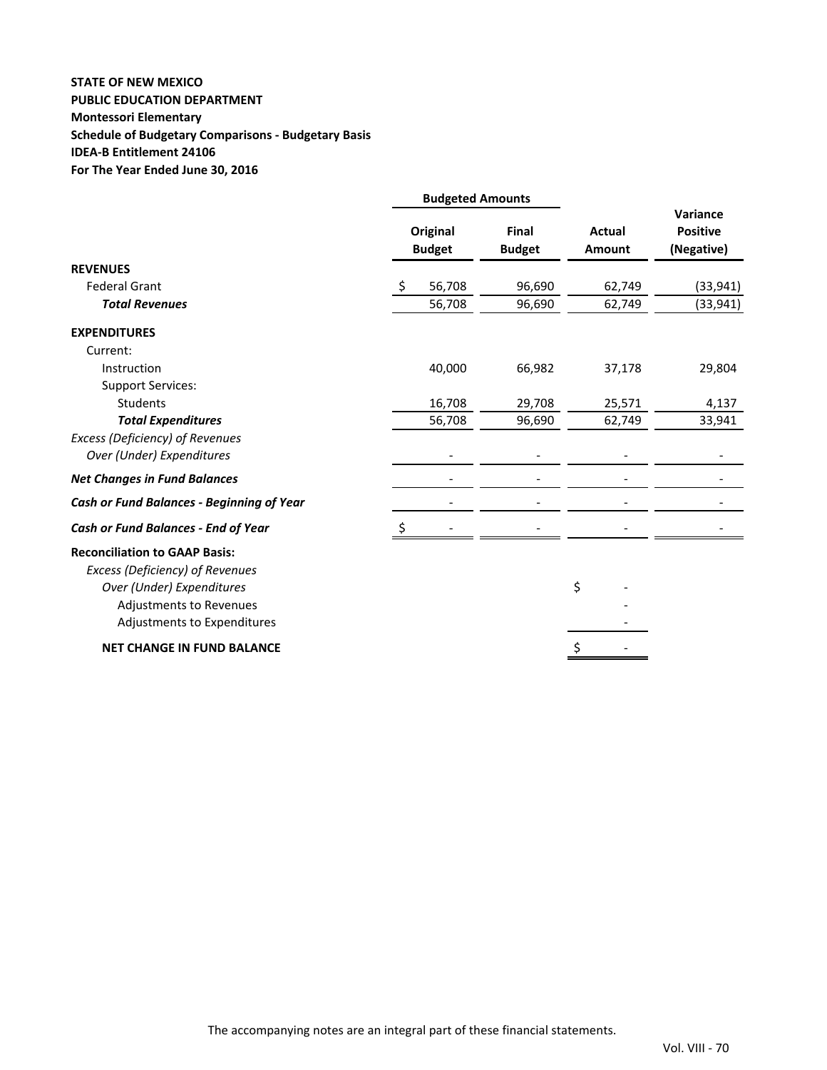**STATE OF NEW MEXICO**
**PUBLIC EDUCATION DEPARTMENT**
**Montessori Elementary**
**Schedule of Budgetary Comparisons - Budgetary Basis**
**IDEA-B Entitlement 24106**
**For The Year Ended June 30, 2016**

| | Budgeted Amounts | | | |
|---|---|---|---|---|
| | **Original Budget** | **Final Budget** | **Actual Amount** | **Variance Positive (Negative)** |
| **REVENUES** | | | | |
| Federal Grant | $ 56,708 | 96,690 | 62,749 | (33,941) |
| ***Total Revenues*** | 56,708 | 96,690 | 62,749 | (33,941) |
| **EXPENDITURES** | | | | |
| Current: | | | | |
| Instruction | 40,000 | 66,982 | 37,178 | 29,804 |
| Support Services: | | | | |
| Students | 16,708 | 29,708 | 25,571 | 4,137 |
| ***Total Expenditures*** | 56,708 | 96,690 | 62,749 | 33,941 |
| *Excess (Deficiency) of Revenues Over (Under) Expenditures* | - | - | - | - |
| ***Net Changes in Fund Balances*** | - | - | - | - |
| ***Cash or Fund Balances - Beginning of Year*** | - | - | - | - |
| ***Cash or Fund Balances - End of Year*** | $ - | - | - | - |

| | |
|---|---|
| **Reconciliation to GAAP Basis:** | |
| *Excess (Deficiency) of Revenues Over (Under) Expenditures* | $ - |
| Adjustments to Revenues | - |
| Adjustments to Expenditures | - |
| **NET CHANGE IN FUND BALANCE** | $ - |

The accompanying notes are an integral part of these financial statements.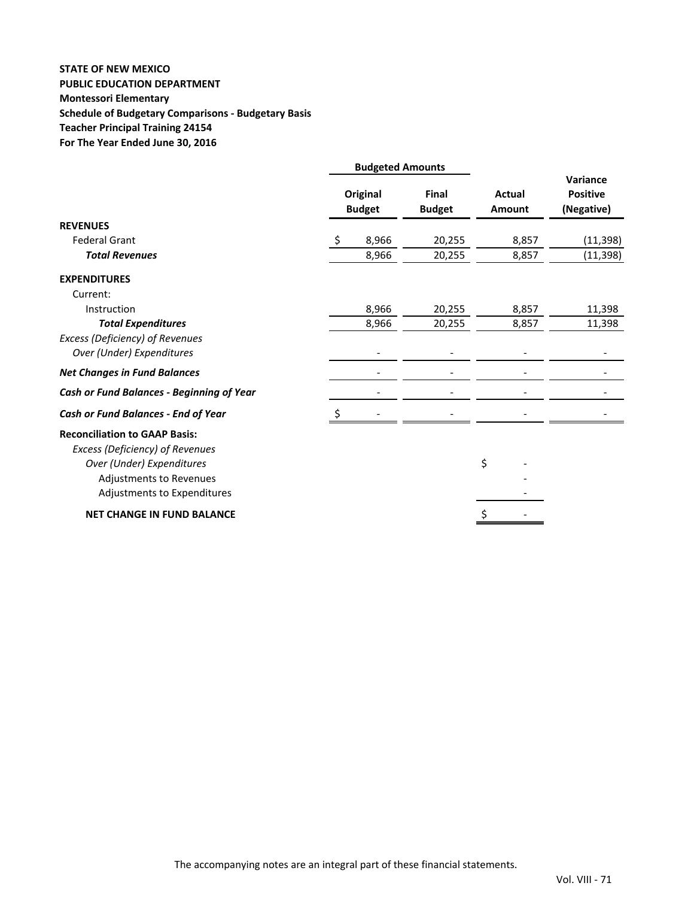**STATE OF NEW MEXICO**
**PUBLIC EDUCATION DEPARTMENT**
**Montessori Elementary**
**Schedule of Budgetary Comparisons - Budgetary Basis**
**Teacher Principal Training 24154**
**For The Year Ended June 30, 2016**

| | Budgeted Amounts | | | |
|---|---|---|---|---|
| | Original Budget | Final Budget | Actual Amount | Variance Positive (Negative) |
| **REVENUES** | | | | |
| Federal Grant | $ 8,966 | 20,255 | 8,857 | (11,398) |
| ***Total Revenues*** | 8,966 | 20,255 | 8,857 | (11,398) |
| **EXPENDITURES** | | | | |
| Current: | | | | |
| Instruction | 8,966 | 20,255 | 8,857 | 11,398 |
| ***Total Expenditures*** | 8,966 | 20,255 | 8,857 | 11,398 |
| *Excess (Deficiency) of Revenues Over (Under) Expenditures* | - | - | - | - |
| ***Net Changes in Fund Balances*** | - | - | - | - |
| ***Cash or Fund Balances - Beginning of Year*** | - | - | - | - |
| ***Cash or Fund Balances - End of Year*** | $ - | - | - | - |
| **Reconciliation to GAAP Basis:** | | | | |
| *Excess (Deficiency) of Revenues Over (Under) Expenditures* | | | $ - | |
| Adjustments to Revenues | | | - | |
| Adjustments to Expenditures | | | - | |
| **NET CHANGE IN FUND BALANCE** | | | $ - | |

The accompanying notes are an integral part of these financial statements.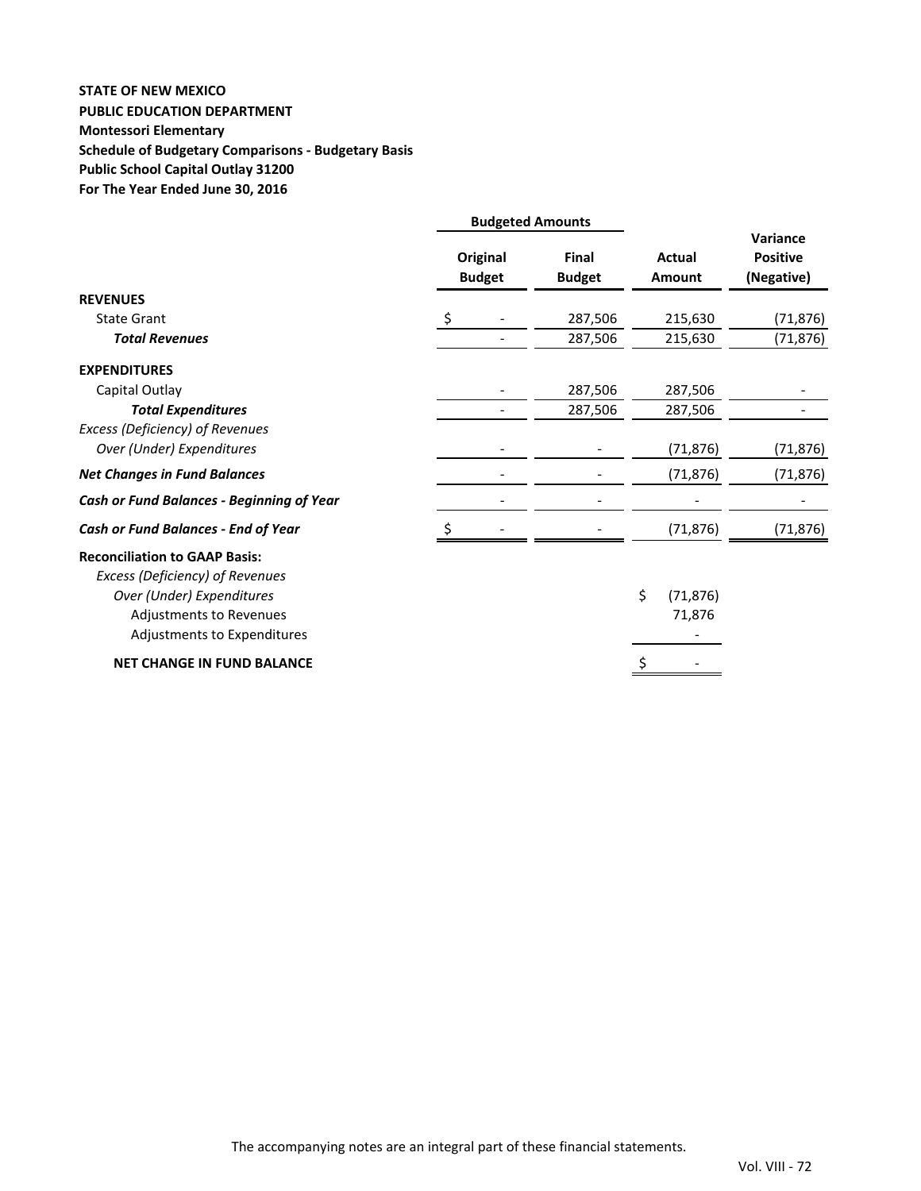**STATE OF NEW MEXICO**
**PUBLIC EDUCATION DEPARTMENT**
**Montessori Elementary**
**Schedule of Budgetary Comparisons - Budgetary Basis**
**Public School Capital Outlay 31200**
**For The Year Ended June 30, 2016**

| | Budgeted Amounts | | | |
|---|---|---|---|---|
| | **Original Budget** | **Final Budget** | **Actual Amount** | **Variance Positive (Negative)** |
| **REVENUES** | | | | |
| State Grant | $ - | 287,506 | 215,630 | (71,876) |
| ***Total Revenues*** | - | 287,506 | 215,630 | (71,876) |
| **EXPENDITURES** | | | | |
| Capital Outlay | - | 287,506 | 287,506 | - |
| ***Total Expenditures*** | - | 287,506 | 287,506 | - |
| *Excess (Deficiency) of Revenues Over (Under) Expenditures* | - | - | (71,876) | (71,876) |
| ***Net Changes in Fund Balances*** | - | - | (71,876) | (71,876) |
| ***Cash or Fund Balances - Beginning of Year*** | - | - | - | - |
| ***Cash or Fund Balances - End of Year*** | $ - | - | (71,876) | (71,876) |
| **Reconciliation to GAAP Basis:** | | | | |
| *Excess (Deficiency) of Revenues Over (Under) Expenditures* | | | $ (71,876) | |
| Adjustments to Revenues | | | 71,876 | |
| Adjustments to Expenditures | | | - | |
| **NET CHANGE IN FUND BALANCE** | | | $ - | |

The accompanying notes are an integral part of these financial statements.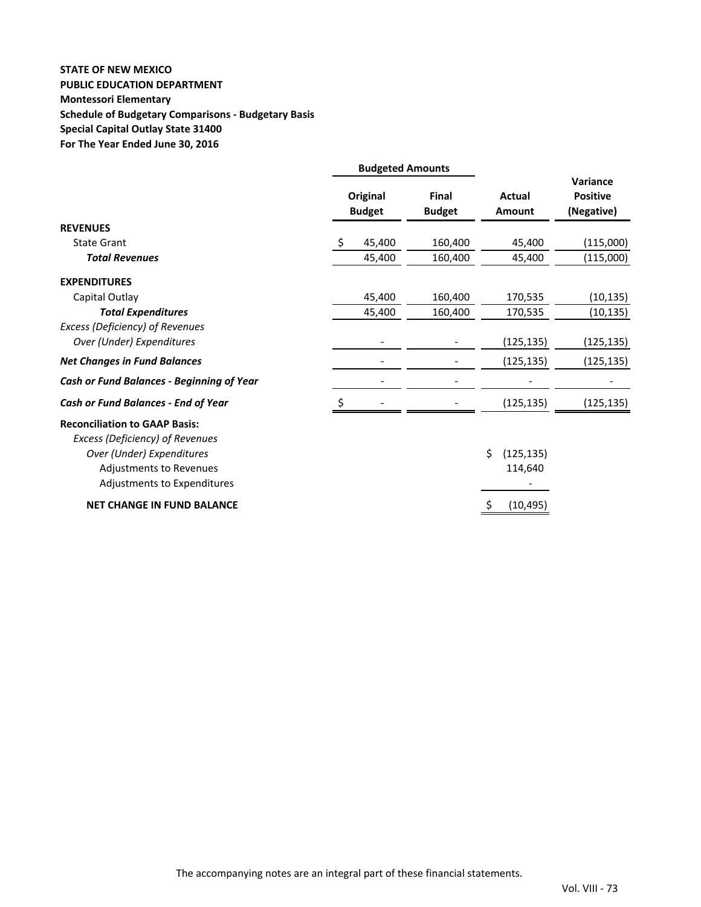**STATE OF NEW MEXICO**
**PUBLIC EDUCATION DEPARTMENT**
**Montessori Elementary**
**Schedule of Budgetary Comparisons - Budgetary Basis**
**Special Capital Outlay State 31400**
**For The Year Ended June 30, 2016**

| | Budgeted Amounts | | | |
|---|---|---|---|---|
| | Original Budget | Final Budget | Actual Amount | Variance Positive (Negative) |
| **REVENUES** | | | | |
| State Grant | $ 45,400 | 160,400 | 45,400 | (115,000) |
| ***Total Revenues*** | 45,400 | 160,400 | 45,400 | (115,000) |
| **EXPENDITURES** | | | | |
| Capital Outlay | 45,400 | 160,400 | 170,535 | (10,135) |
| ***Total Expenditures*** | 45,400 | 160,400 | 170,535 | (10,135) |
| *Excess (Deficiency) of Revenues Over (Under) Expenditures* | - | - | (125,135) | (125,135) |
| ***Net Changes in Fund Balances*** | - | - | (125,135) | (125,135) |
| ***Cash or Fund Balances - Beginning of Year*** | - | - | - | - |
| ***Cash or Fund Balances - End of Year*** | $ - | - | (125,135) | (125,135) |
| **Reconciliation to GAAP Basis:** | | | | |
| *Excess (Deficiency) of Revenues Over (Under) Expenditures* | | | $ (125,135) | |
| Adjustments to Revenues | | | 114,640 | |
| Adjustments to Expenditures | | | - | |
| **NET CHANGE IN FUND BALANCE** | | | $ (10,495) | |

The accompanying notes are an integral part of these financial statements.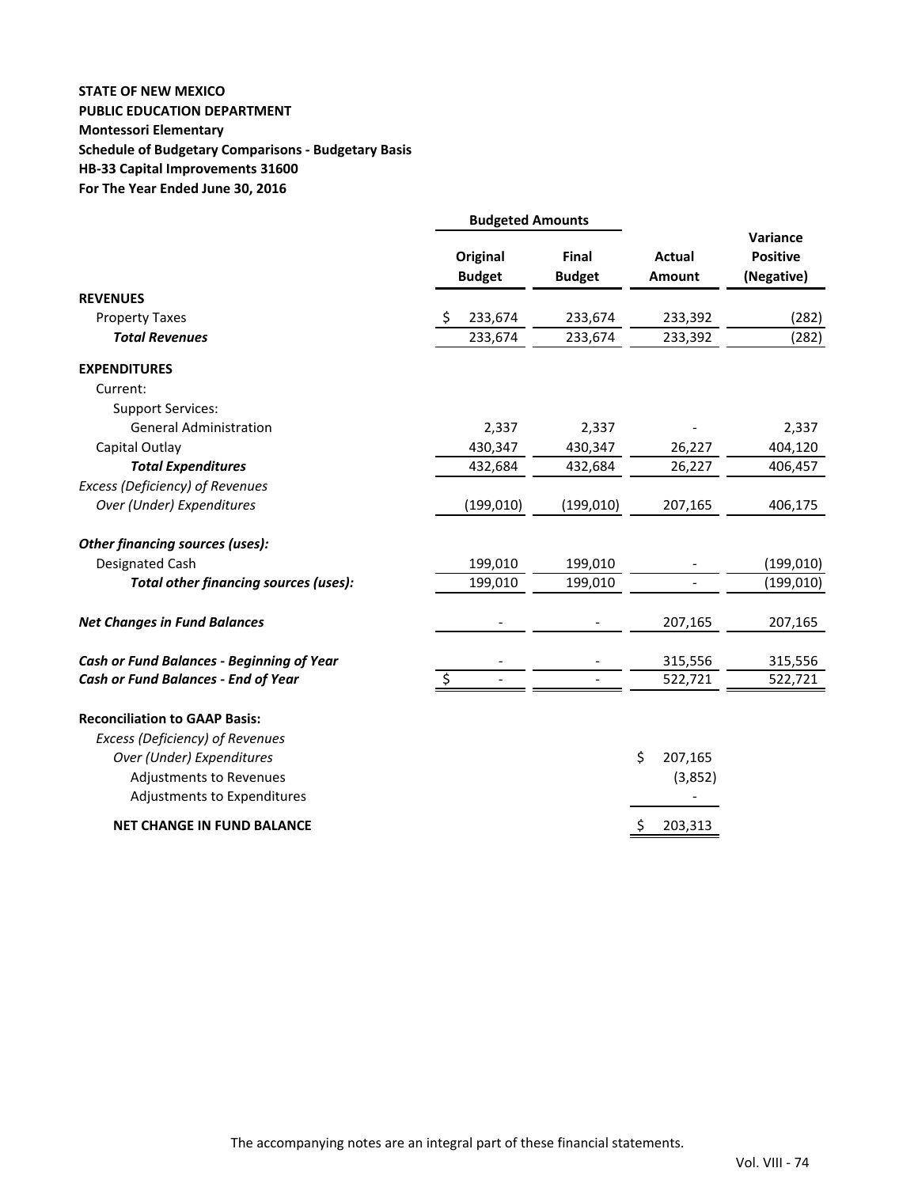**STATE OF NEW MEXICO**
**PUBLIC EDUCATION DEPARTMENT**
**Montessori Elementary**
**Schedule of Budgetary Comparisons - Budgetary Basis**
**HB-33 Capital Improvements 31600**
**For The Year Ended June 30, 2016**

| | Budgeted Amounts | | | |
|---|---|---|---|---|
| | **Original Budget** | **Final Budget** | **Actual Amount** | **Variance Positive (Negative)** |
| **REVENUES** | | | | |
| Property Taxes | $ 233,674 | 233,674 | 233,392 | (282) |
| ***Total Revenues*** | 233,674 | 233,674 | 233,392 | (282) |
| **EXPENDITURES** | | | | |
| Current: | | | | |
| Support Services: | | | | |
| General Administration | 2,337 | 2,337 | - | 2,337 |
| Capital Outlay | 430,347 | 430,347 | 26,227 | 404,120 |
| ***Total Expenditures*** | 432,684 | 432,684 | 26,227 | 406,457 |
| *Excess (Deficiency) of Revenues Over (Under) Expenditures* | (199,010) | (199,010) | 207,165 | 406,175 |
| ***Other financing sources (uses):*** | | | | |
| Designated Cash | 199,010 | 199,010 | - | (199,010) |
| ***Total other financing sources (uses):*** | 199,010 | 199,010 | - | (199,010) |
| ***Net Changes in Fund Balances*** | - | - | 207,165 | 207,165 |
| ***Cash or Fund Balances - Beginning of Year*** | - | - | 315,556 | 315,556 |
| ***Cash or Fund Balances - End of Year*** | $ - | - | 522,721 | 522,721 |

**Reconciliation to GAAP Basis:**

| | |
|---|---|
| *Excess (Deficiency) of Revenues Over (Under) Expenditures* | $ 207,165 |
| Adjustments to Revenues | (3,852) |
| Adjustments to Expenditures | - |
| **NET CHANGE IN FUND BALANCE** | $ 203,313 |

The accompanying notes are an integral part of these financial statements.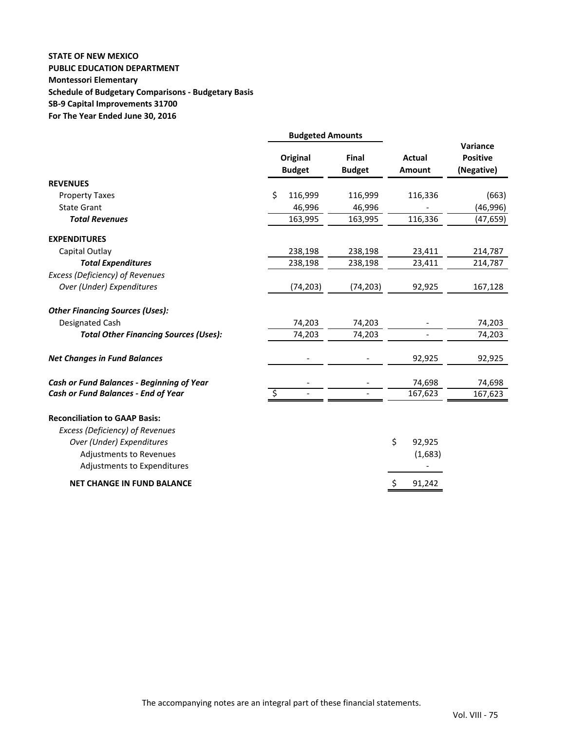**STATE OF NEW MEXICO**
**PUBLIC EDUCATION DEPARTMENT**
**Montessori Elementary**
**Schedule of Budgetary Comparisons - Budgetary Basis**
**SB-9 Capital Improvements 31700**
**For The Year Ended June 30, 2016**

| | Budgeted Amounts | | | |
|---|---|---|---|---|
| | Original Budget | Final Budget | Actual Amount | Variance Positive (Negative) |
| **REVENUES** | | | | |
| Property Taxes | $ 116,999 | 116,999 | 116,336 | (663) |
| State Grant | 46,996 | 46,996 | - | (46,996) |
| ***Total Revenues*** | 163,995 | 163,995 | 116,336 | (47,659) |
| **EXPENDITURES** | | | | |
| Capital Outlay | 238,198 | 238,198 | 23,411 | 214,787 |
| ***Total Expenditures*** | 238,198 | 238,198 | 23,411 | 214,787 |
| *Excess (Deficiency) of Revenues Over (Under) Expenditures* | (74,203) | (74,203) | 92,925 | 167,128 |
| ***Other Financing Sources (Uses):*** | | | | |
| Designated Cash | 74,203 | 74,203 | - | 74,203 |
| ***Total Other Financing Sources (Uses):*** | 74,203 | 74,203 | - | 74,203 |
| ***Net Changes in Fund Balances*** | - | - | 92,925 | 92,925 |
| ***Cash or Fund Balances - Beginning of Year*** | - | - | 74,698 | 74,698 |
| ***Cash or Fund Balances - End of Year*** | $ - | - | 167,623 | 167,623 |

**Reconciliation to GAAP Basis:**

| | |
|---|---|
| *Excess (Deficiency) of Revenues Over (Under) Expenditures* | $ 92,925 |
| Adjustments to Revenues | (1,683) |
| Adjustments to Expenditures | - |
| **NET CHANGE IN FUND BALANCE** | $ 91,242 |

The accompanying notes are an integral part of these financial statements.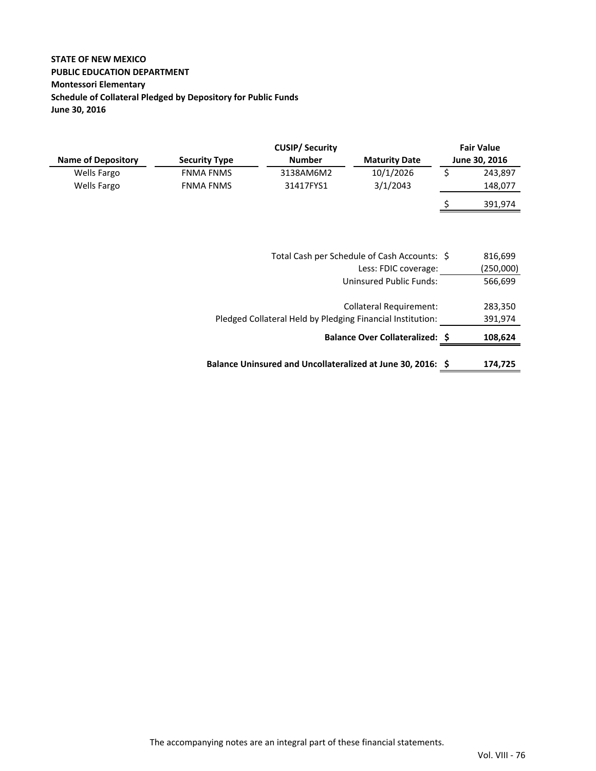**STATE OF NEW MEXICO**
**PUBLIC EDUCATION DEPARTMENT**
**Montessori Elementary**
**Schedule of Collateral Pledged by Depository for Public Funds**
**June 30, 2016**

| Name of Depository | Security Type | CUSIP/ Security Number | Maturity Date | Fair Value June 30, 2016 |
|---|---|---|---|---|
| Wells Fargo | FNMA FNMS | 3138AM6M2 | 10/1/2026 | $ 243,897 |
| Wells Fargo | FNMA FNMS | 31417FYS1 | 3/1/2043 | 148,077 |
| | | | | $ 391,974 |

| | |
|---|---|
| Total Cash per Schedule of Cash Accounts: | $ 816,699 |
| Less: FDIC coverage: | (250,000) |
| Uninsured Public Funds: | 566,699 |
| Collateral Requirement: | 283,350 |
| Pledged Collateral Held by Pledging Financial Institution: | 391,974 |
| **Balance Over Collateralized:** | **$ 108,624** |
| **Balance Uninsured and Uncollateralized at June 30, 2016:** | **$ 174,725** |

The accompanying notes are an integral part of these financial statements.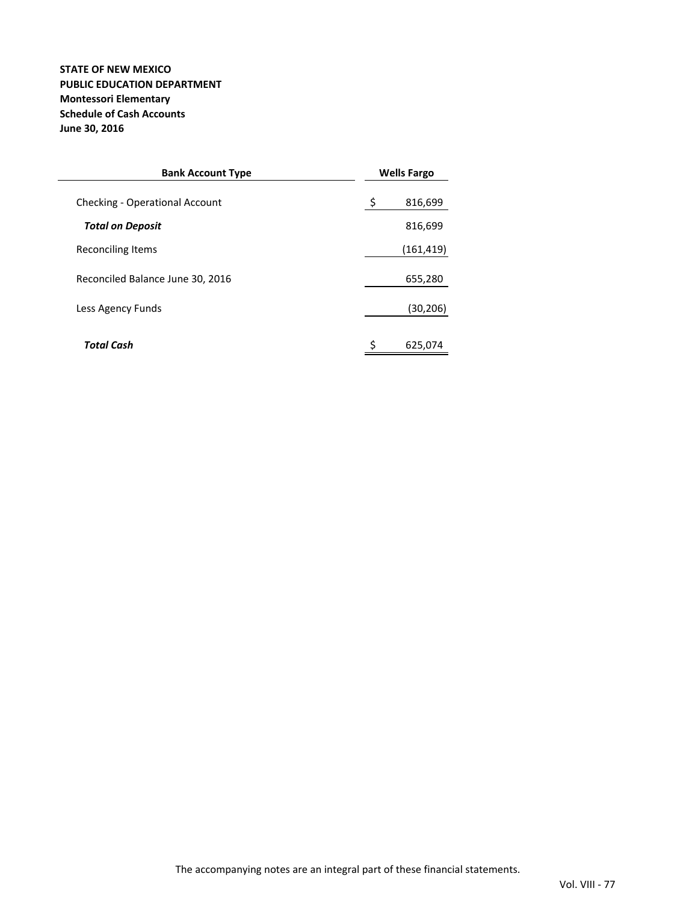**STATE OF NEW MEXICO**
**PUBLIC EDUCATION DEPARTMENT**
**Montessori Elementary**
**Schedule of Cash Accounts**
**June 30, 2016**

| Bank Account Type | Wells Fargo |
|---|---|
| Checking - Operational Account | $ 816,699 |
| ***Total on Deposit*** | 816,699 |
| Reconciling Items | (161,419) |
| Reconciled Balance June 30, 2016 | 655,280 |
| Less Agency Funds | (30,206) |
| ***Total Cash*** | $ 625,074 |

The accompanying notes are an integral part of these financial statements.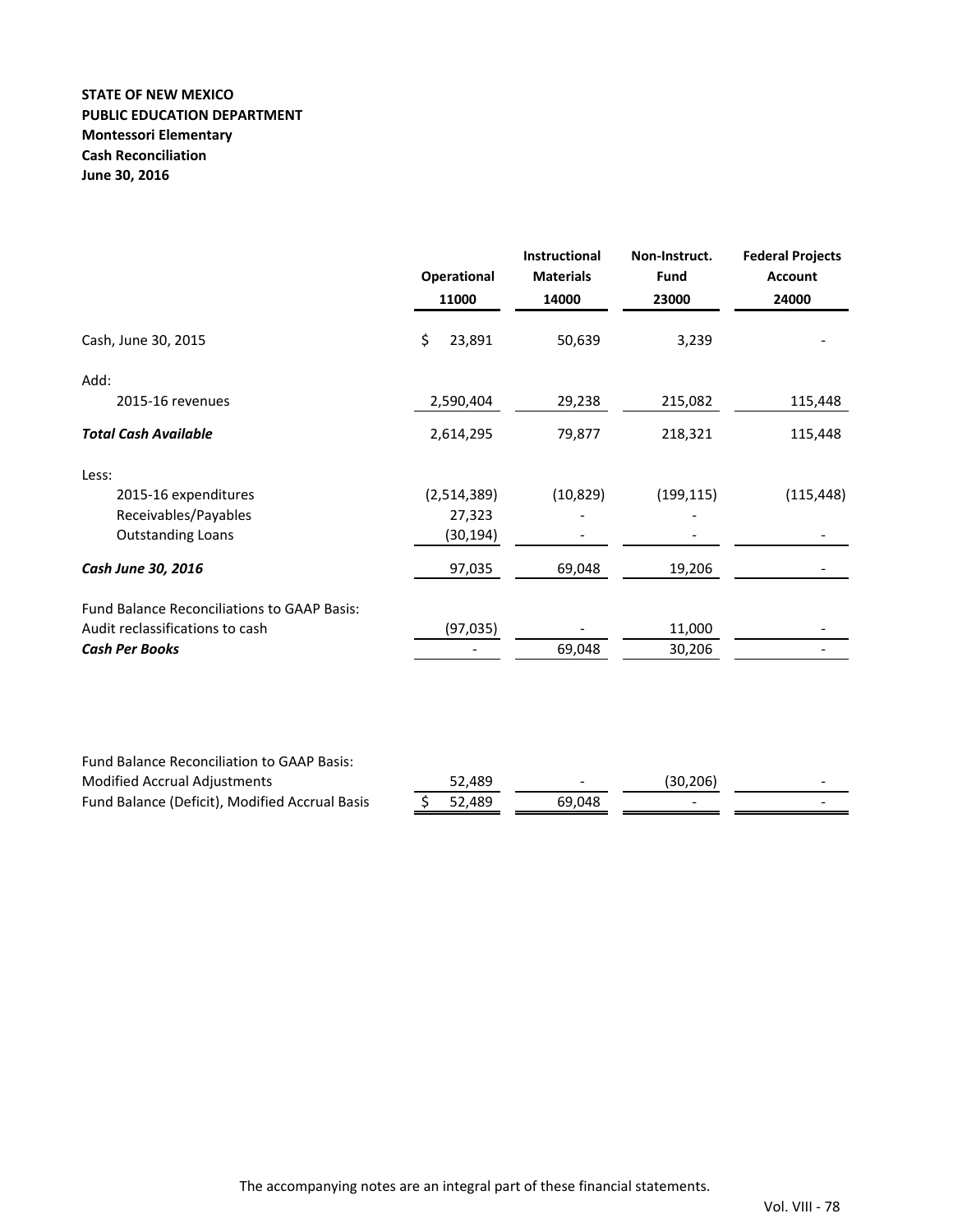**STATE OF NEW MEXICO**
**PUBLIC EDUCATION DEPARTMENT**
**Montessori Elementary**
**Cash Reconciliation**
**June 30, 2016**

| | Operational 11000 | Instructional Materials 14000 | Non-Instruct. Fund 23000 | Federal Projects Account 24000 |
|---|---|---|---|---|
| Cash, June 30, 2015 | $ 23,891 | 50,639 | 3,239 | - |
| Add: | | | | |
| 2015-16 revenues | 2,590,404 | 29,238 | 215,082 | 115,448 |
| ***Total Cash Available*** | 2,614,295 | 79,877 | 218,321 | 115,448 |
| Less: | | | | |
| 2015-16 expenditures | (2,514,389) | (10,829) | (199,115) | (115,448) |
| Receivables/Payables | 27,323 | - | - | |
| Outstanding Loans | (30,194) | - | - | - |
| ***Cash June 30, 2016*** | 97,035 | 69,048 | 19,206 | - |
| Fund Balance Reconciliations to GAAP Basis: | | | | |
| Audit reclassifications to cash | (97,035) | - | 11,000 | - |
| ***Cash Per Books*** | - | 69,048 | 30,206 | - |
| | | | | |
| Fund Balance Reconciliation to GAAP Basis: | | | | |
| Modified Accrual Adjustments | 52,489 | - | (30,206) | - |
| Fund Balance (Deficit), Modified Accrual Basis | $ 52,489 | 69,048 | - | - |

The accompanying notes are an integral part of these financial statements.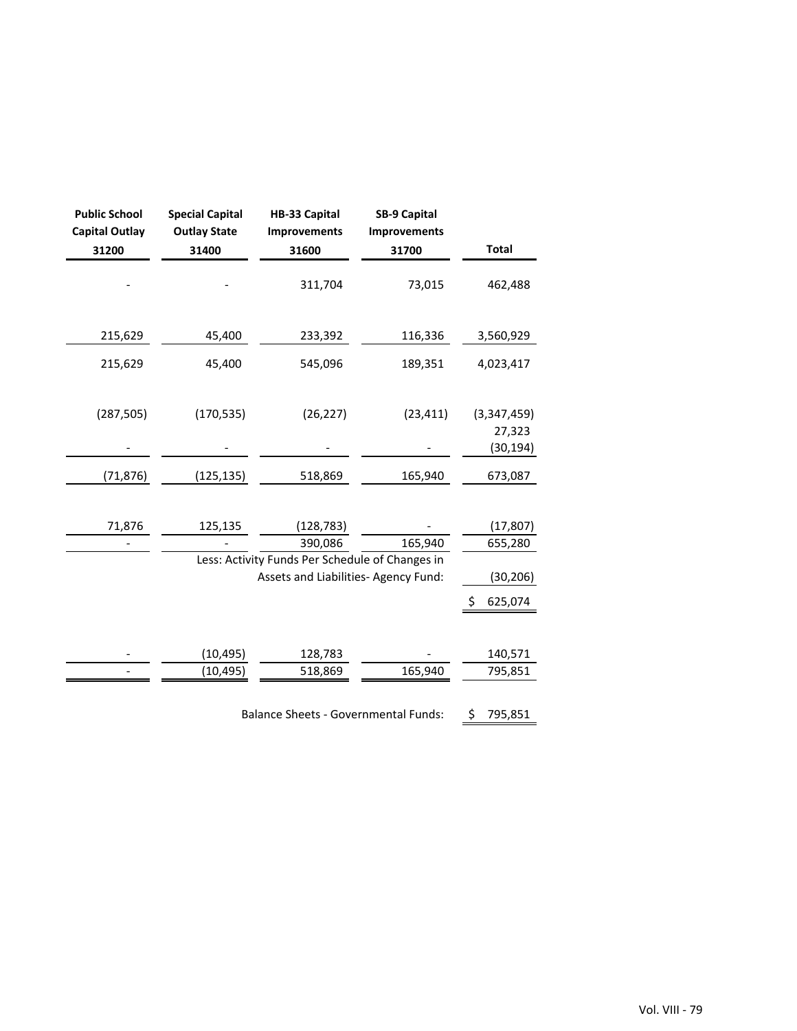| Public School Capital Outlay 31200 | Special Capital Outlay State 31400 | HB-33 Capital Improvements 31600 | SB-9 Capital Improvements 31700 | Total |
|---|---|---|---|---|
| - | - | 311,704 | 73,015 | 462,488 |
| 215,629 | 45,400 | 233,392 | 116,336 | 3,560,929 |
| 215,629 | 45,400 | 545,096 | 189,351 | 4,023,417 |
| (287,505) | (170,535) | (26,227) | (23,411) | (3,347,459) |
| | | | | 27,323 |
| - | - | - | - | (30,194) |
| (71,876) | (125,135) | 518,869 | 165,940 | 673,087 |
| 71,876 | 125,135 | (128,783) | - | (17,807) |
| - | - | 390,086 | 165,940 | 655,280 |
| | | Less: Activity Funds Per Schedule of Changes in Assets and Liabilities- Agency Fund: | | (30,206) |
| | | | | $ 625,074 |
| - | (10,495) | 128,783 | - | 140,571 |
| - | (10,495) | 518,869 | 165,940 | 795,851 |
| | | Balance Sheets - Governmental Funds: | | $ 795,851 |